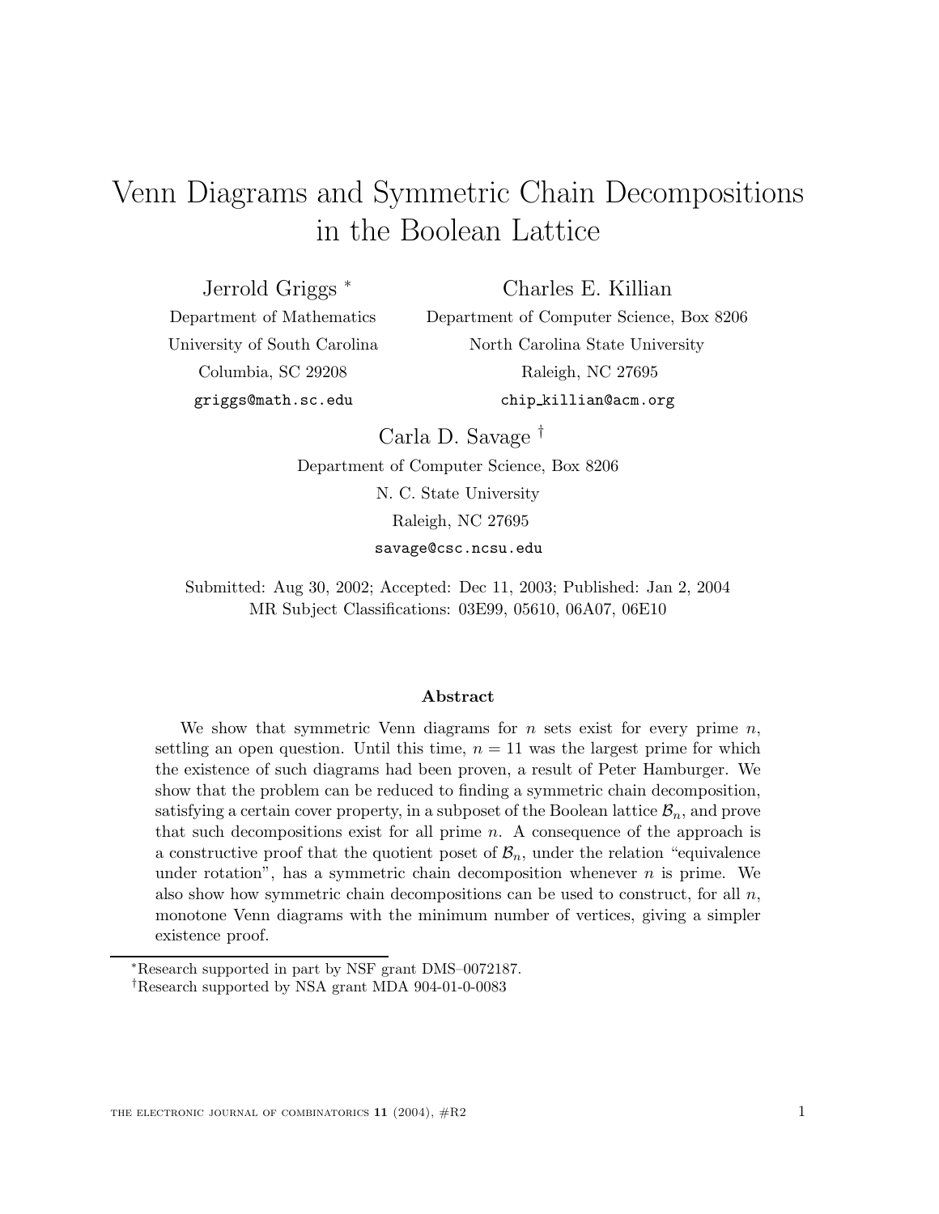# Venn Diagrams and Symmetric Chain Decompositions in the Boolean Lattice

Jerrold Griggs [*]
Department of Mathematics
University of South Carolina
Columbia, SC 29208
griggs@math.sc.edu

Charles E. Killian
Department of Computer Science, Box 8206
North Carolina State University
Raleigh, NC 27695
chip_killian@acm.org

Carla D. Savage [†]
Department of Computer Science, Box 8206
N. C. State University
Raleigh, NC 27695
savage@csc.ncsu.edu

Submitted: Aug 30, 2002; Accepted: Dec 11, 2003; Published: Jan 2, 2004
MR Subject Classifications: 03E99, 05610, 06A07, 06E10

**Abstract**

We show that symmetric Venn diagrams for $n$ sets exist for every prime $n$, settling an open question. Until this time, $n = 11$ was the largest prime for which the existence of such diagrams had been proven, a result of Peter Hamburger. We show that the problem can be reduced to finding a symmetric chain decomposition, satisfying a certain cover property, in a subposet of the Boolean lattice $\mathcal{B}_n$, and prove that such decompositions exist for all prime $n$. A consequence of the approach is a constructive proof that the quotient poset of $\mathcal{B}_n$, under the relation "equivalence under rotation", has a symmetric chain decomposition whenever $n$ is prime. We also show how symmetric chain decompositions can be used to construct, for all $n$, monotone Venn diagrams with the minimum number of vertices, giving a simpler existence proof.

[*]Research supported in part by NSF grant DMS–0072187.

[†]Research supported by NSA grant MDA 904-01-0-0083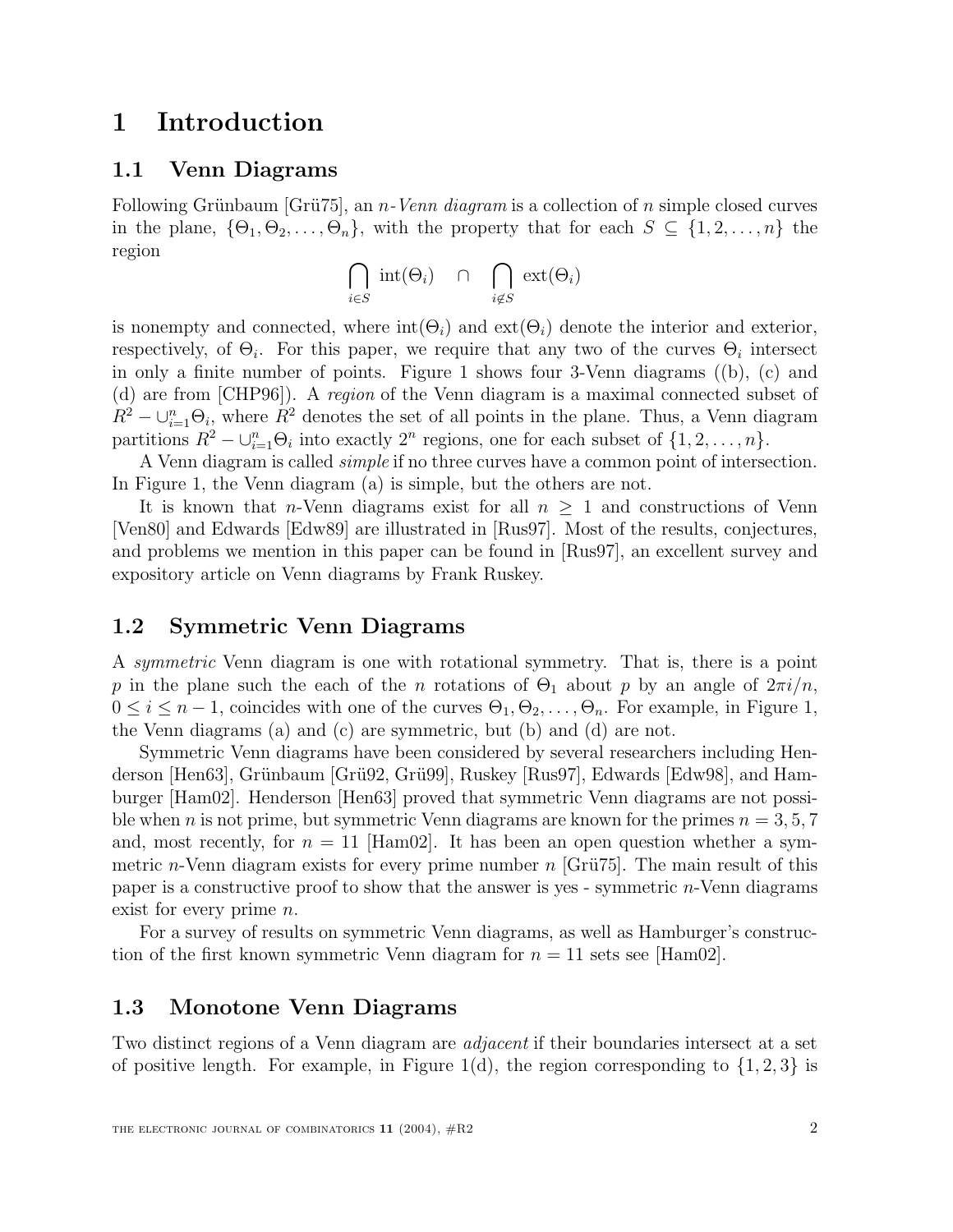# 1 Introduction

## 1.1 Venn Diagrams

Following Grünbaum [Grü75], an *n-Venn diagram* is a collection of $n$ simple closed curves in the plane, $\{\Theta_1, \Theta_2, \ldots, \Theta_n\}$, with the property that for each $S \subseteq \{1, 2, \ldots, n\}$ the region

$$\bigcap_{i \in S} \text{int}(\Theta_i) \quad \cap \quad \bigcap_{i \notin S} \text{ext}(\Theta_i)$$

is nonempty and connected, where $\text{int}(\Theta_i)$ and $\text{ext}(\Theta_i)$ denote the interior and exterior, respectively, of $\Theta_i$. For this paper, we require that any two of the curves $\Theta_i$ intersect in only a finite number of points. Figure 1 shows four 3-Venn diagrams ((b), (c) and (d) are from [CHP96]). A *region* of the Venn diagram is a maximal connected subset of $R^2 - \cup_{i=1}^{n} \Theta_i$, where $R^2$ denotes the set of all points in the plane. Thus, a Venn diagram partitions $R^2 - \cup_{i=1}^{n} \Theta_i$ into exactly $2^n$ regions, one for each subset of $\{1, 2, \ldots, n\}$.

A Venn diagram is called *simple* if no three curves have a common point of intersection. In Figure 1, the Venn diagram (a) is simple, but the others are not.

It is known that $n$-Venn diagrams exist for all $n \geq 1$ and constructions of Venn [Ven80] and Edwards [Edw89] are illustrated in [Rus97]. Most of the results, conjectures, and problems we mention in this paper can be found in [Rus97], an excellent survey and expository article on Venn diagrams by Frank Ruskey.

## 1.2 Symmetric Venn Diagrams

A *symmetric* Venn diagram is one with rotational symmetry. That is, there is a point $p$ in the plane such the each of the $n$ rotations of $\Theta_1$ about $p$ by an angle of $2\pi i/n$, $0 \leq i \leq n-1$, coincides with one of the curves $\Theta_1, \Theta_2, \ldots, \Theta_n$. For example, in Figure 1, the Venn diagrams (a) and (c) are symmetric, but (b) and (d) are not.

Symmetric Venn diagrams have been considered by several researchers including Henderson [Hen63], Grünbaum [Grü92, Grü99], Ruskey [Rus97], Edwards [Edw98], and Hamburger [Ham02]. Henderson [Hen63] proved that symmetric Venn diagrams are not possible when $n$ is not prime, but symmetric Venn diagrams are known for the primes $n = 3, 5, 7$ and, most recently, for $n = 11$ [Ham02]. It has been an open question whether a symmetric $n$-Venn diagram exists for every prime number $n$ [Grü75]. The main result of this paper is a constructive proof to show that the answer is yes - symmetric $n$-Venn diagrams exist for every prime $n$.

For a survey of results on symmetric Venn diagrams, as well as Hamburger's construction of the first known symmetric Venn diagram for $n = 11$ sets see [Ham02].

## 1.3 Monotone Venn Diagrams

Two distinct regions of a Venn diagram are *adjacent* if their boundaries intersect at a set of positive length. For example, in Figure 1(d), the region corresponding to $\{1, 2, 3\}$ is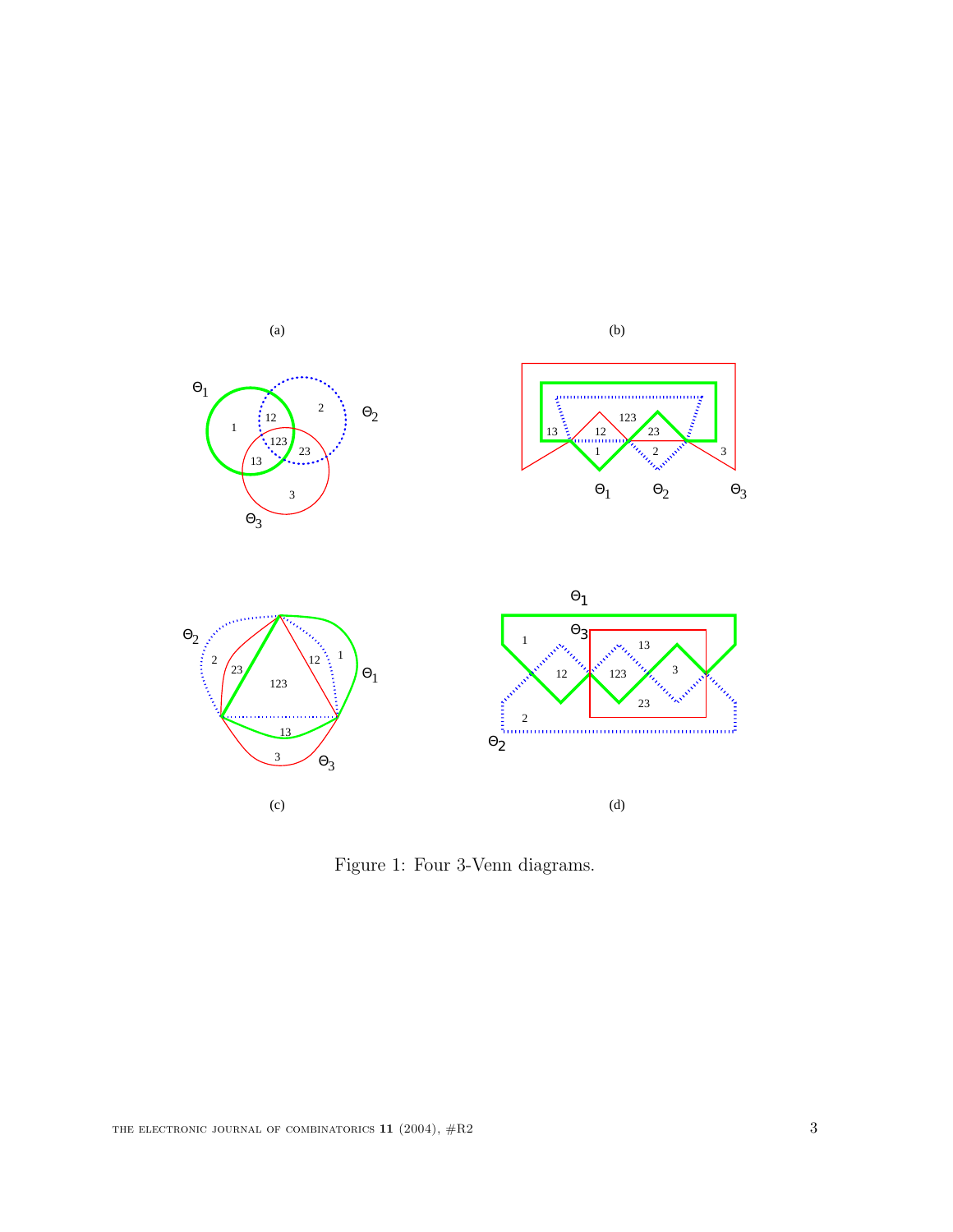Figure 1: Four 3-Venn diagrams.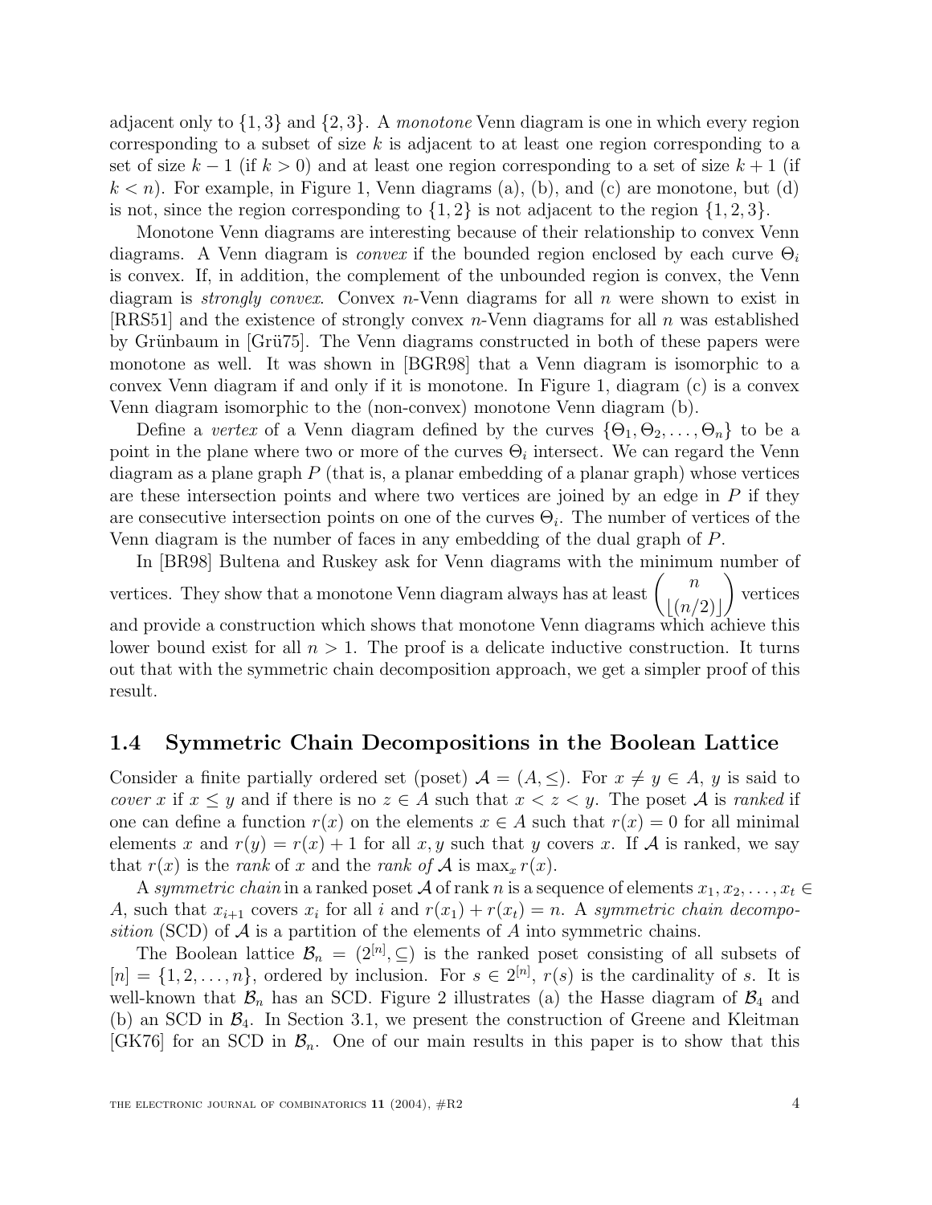adjacent only to $\{1, 3\}$ and $\{2, 3\}$. A *monotone* Venn diagram is one in which every region corresponding to a subset of size $k$ is adjacent to at least one region corresponding to a set of size $k-1$ (if $k > 0$) and at least one region corresponding to a set of size $k+1$ (if $k < n$). For example, in Figure 1, Venn diagrams (a), (b), and (c) are monotone, but (d) is not, since the region corresponding to $\{1, 2\}$ is not adjacent to the region $\{1, 2, 3\}$.

Monotone Venn diagrams are interesting because of their relationship to convex Venn diagrams. A Venn diagram is *convex* if the bounded region enclosed by each curve $\Theta_i$ is convex. If, in addition, the complement of the unbounded region is convex, the Venn diagram is *strongly convex*. Convex $n$-Venn diagrams for all $n$ were shown to exist in [RRS51] and the existence of strongly convex $n$-Venn diagrams for all $n$ was established by Grünbaum in [Grü75]. The Venn diagrams constructed in both of these papers were monotone as well. It was shown in [BGR98] that a Venn diagram is isomorphic to a convex Venn diagram if and only if it is monotone. In Figure 1, diagram (c) is a convex Venn diagram isomorphic to the (non-convex) monotone Venn diagram (b).

Define a *vertex* of a Venn diagram defined by the curves $\{\Theta_1, \Theta_2, \ldots, \Theta_n\}$ to be a point in the plane where two or more of the curves $\Theta_i$ intersect. We can regard the Venn diagram as a plane graph $P$ (that is, a planar embedding of a planar graph) whose vertices are these intersection points and where two vertices are joined by an edge in $P$ if they are consecutive intersection points on one of the curves $\Theta_i$. The number of vertices of the Venn diagram is the number of faces in any embedding of the dual graph of $P$.

In [BR98] Bultena and Ruskey ask for Venn diagrams with the minimum number of vertices. They show that a monotone Venn diagram always has at least $\binom{n}{\lfloor (n/2) \rfloor}$ vertices and provide a construction which shows that monotone Venn diagrams which achieve this lower bound exist for all $n > 1$. The proof is a delicate inductive construction. It turns out that with the symmetric chain decomposition approach, we get a simpler proof of this result.

## 1.4 Symmetric Chain Decompositions in the Boolean Lattice

Consider a finite partially ordered set (poset) $\mathcal{A} = (A, \leq)$. For $x \neq y \in A$, $y$ is said to *cover* $x$ if $x \leq y$ and if there is no $z \in A$ such that $x < z < y$. The poset $\mathcal{A}$ is *ranked* if one can define a function $r(x)$ on the elements $x \in A$ such that $r(x) = 0$ for all minimal elements $x$ and $r(y) = r(x) + 1$ for all $x, y$ such that $y$ covers $x$. If $\mathcal{A}$ is ranked, we say that $r(x)$ is the *rank* of $x$ and the *rank of* $\mathcal{A}$ is $\max_x r(x)$.

A *symmetric chain* in a ranked poset $\mathcal{A}$ of rank $n$ is a sequence of elements $x_1, x_2, \ldots, x_t \in A$, such that $x_{i+1}$ covers $x_i$ for all $i$ and $r(x_1) + r(x_t) = n$. A *symmetric chain decomposition* (SCD) of $\mathcal{A}$ is a partition of the elements of $A$ into symmetric chains.

The Boolean lattice $\mathcal{B}_n = (2^{[n]}, \subseteq)$ is the ranked poset consisting of all subsets of $[n] = \{1, 2, \ldots, n\}$, ordered by inclusion. For $s \in 2^{[n]}$, $r(s)$ is the cardinality of $s$. It is well-known that $\mathcal{B}_n$ has an SCD. Figure 2 illustrates (a) the Hasse diagram of $\mathcal{B}_4$ and (b) an SCD in $\mathcal{B}_4$. In Section 3.1, we present the construction of Greene and Kleitman [GK76] for an SCD in $\mathcal{B}_n$. One of our main results in this paper is to show that this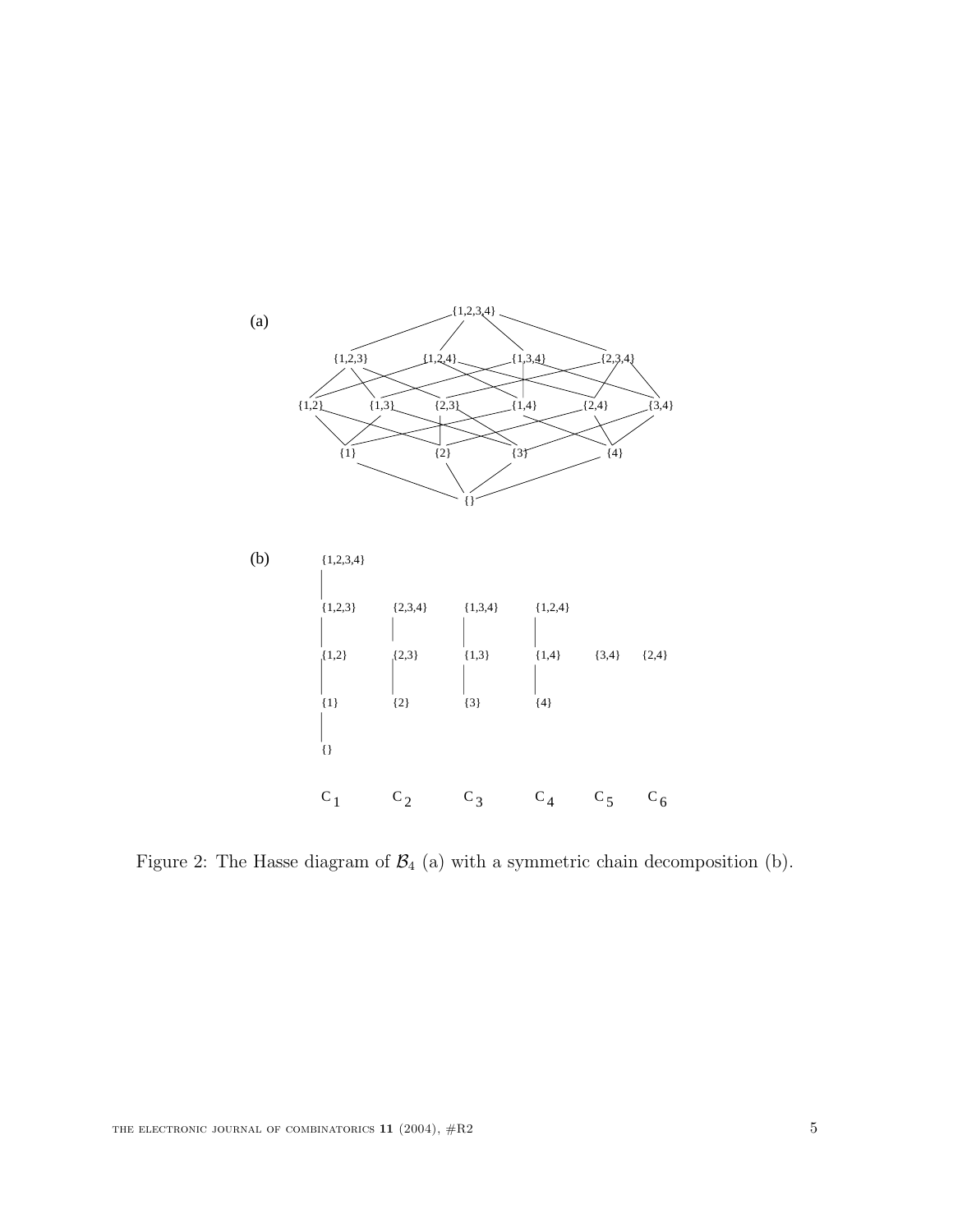(a)

(b)

Figure 2: The Hasse diagram of $\mathcal{B}_4$ (a) with a symmetric chain decomposition (b).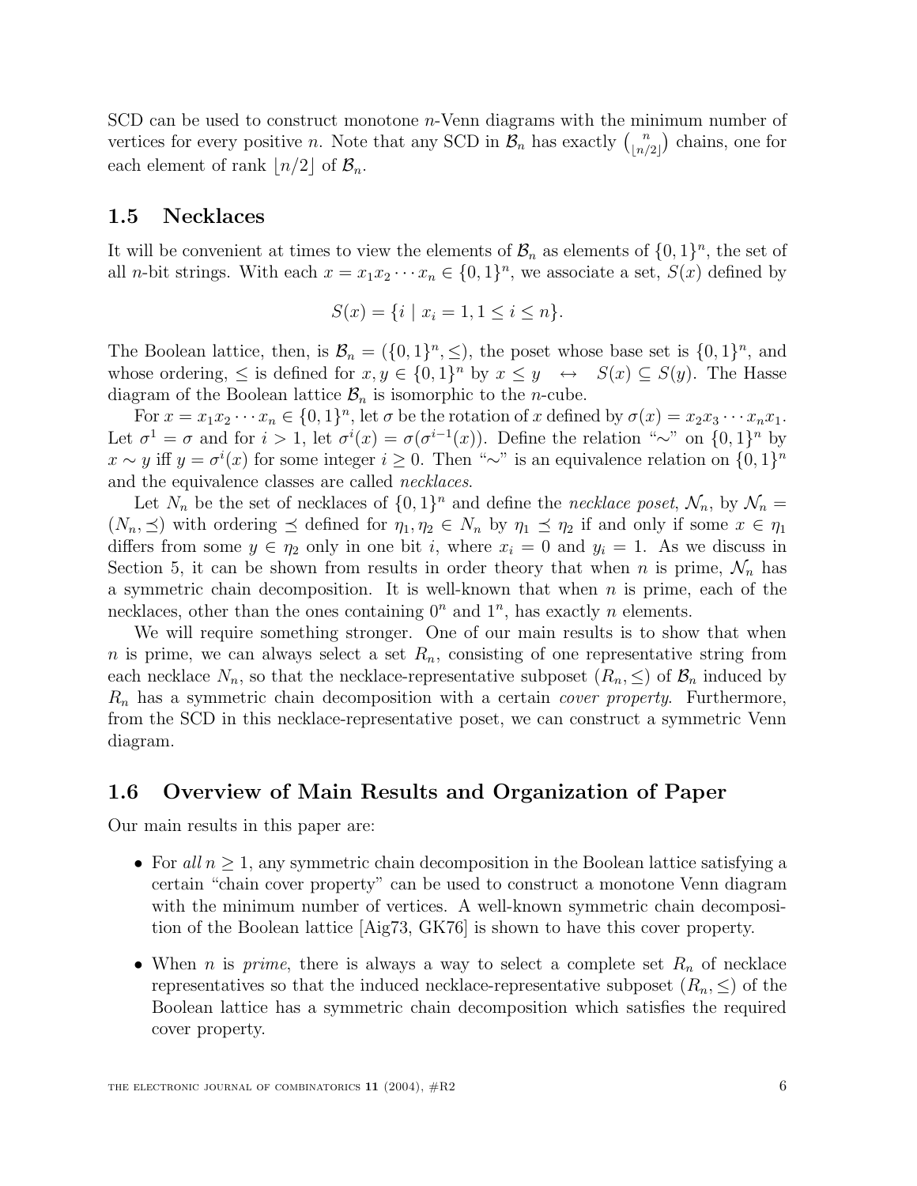SCD can be used to construct monotone $n$-Venn diagrams with the minimum number of vertices for every positive $n$. Note that any SCD in $\mathcal{B}_n$ has exactly $\binom{n}{\lfloor n/2 \rfloor}$ chains, one for each element of rank $\lfloor n/2 \rfloor$ of $\mathcal{B}_n$.

## 1.5 Necklaces

It will be convenient at times to view the elements of $\mathcal{B}_n$ as elements of $\{0,1\}^n$, the set of all $n$-bit strings. With each $x = x_1 x_2 \cdots x_n \in \{0,1\}^n$, we associate a set, $S(x)$ defined by

$$S(x) = \{i \mid x_i = 1, 1 \leq i \leq n\}.$$

The Boolean lattice, then, is $\mathcal{B}_n = (\{0,1\}^n, \leq)$, the poset whose base set is $\{0,1\}^n$, and whose ordering, $\leq$ is defined for $x, y \in \{0,1\}^n$ by $x \leq y \quad \leftrightarrow \quad S(x) \subseteq S(y)$. The Hasse diagram of the Boolean lattice $\mathcal{B}_n$ is isomorphic to the $n$-cube.

For $x = x_1 x_2 \cdots x_n \in \{0,1\}^n$, let $\sigma$ be the rotation of $x$ defined by $\sigma(x) = x_2 x_3 \cdots x_n x_1$. Let $\sigma^1 = \sigma$ and for $i > 1$, let $\sigma^i(x) = \sigma(\sigma^{i-1}(x))$. Define the relation "$\sim$" on $\{0,1\}^n$ by $x \sim y$ iff $y = \sigma^i(x)$ for some integer $i \geq 0$. Then "$\sim$" is an equivalence relation on $\{0,1\}^n$ and the equivalence classes are called *necklaces*.

Let $N_n$ be the set of necklaces of $\{0,1\}^n$ and define the *necklace poset*, $\mathcal{N}_n$, by $\mathcal{N}_n = (N_n, \preceq)$ with ordering $\preceq$ defined for $\eta_1, \eta_2 \in N_n$ by $\eta_1 \preceq \eta_2$ if and only if some $x \in \eta_1$ differs from some $y \in \eta_2$ only in one bit $i$, where $x_i = 0$ and $y_i = 1$. As we discuss in Section 5, it can be shown from results in order theory that when $n$ is prime, $\mathcal{N}_n$ has a symmetric chain decomposition. It is well-known that when $n$ is prime, each of the necklaces, other than the ones containing $0^n$ and $1^n$, has exactly $n$ elements.

We will require something stronger. One of our main results is to show that when $n$ is prime, we can always select a set $R_n$, consisting of one representative string from each necklace $N_n$, so that the necklace-representative subposet $(R_n, \leq)$ of $\mathcal{B}_n$ induced by $R_n$ has a symmetric chain decomposition with a certain *cover property*. Furthermore, from the SCD in this necklace-representative poset, we can construct a symmetric Venn diagram.

## 1.6 Overview of Main Results and Organization of Paper

Our main results in this paper are:

- For *all* $n \geq 1$, any symmetric chain decomposition in the Boolean lattice satisfying a certain "chain cover property" can be used to construct a monotone Venn diagram with the minimum number of vertices. A well-known symmetric chain decomposition of the Boolean lattice [Aig73, GK76] is shown to have this cover property.
- When $n$ is *prime*, there is always a way to select a complete set $R_n$ of necklace representatives so that the induced necklace-representative subposet $(R_n, \leq)$ of the Boolean lattice has a symmetric chain decomposition which satisfies the required cover property.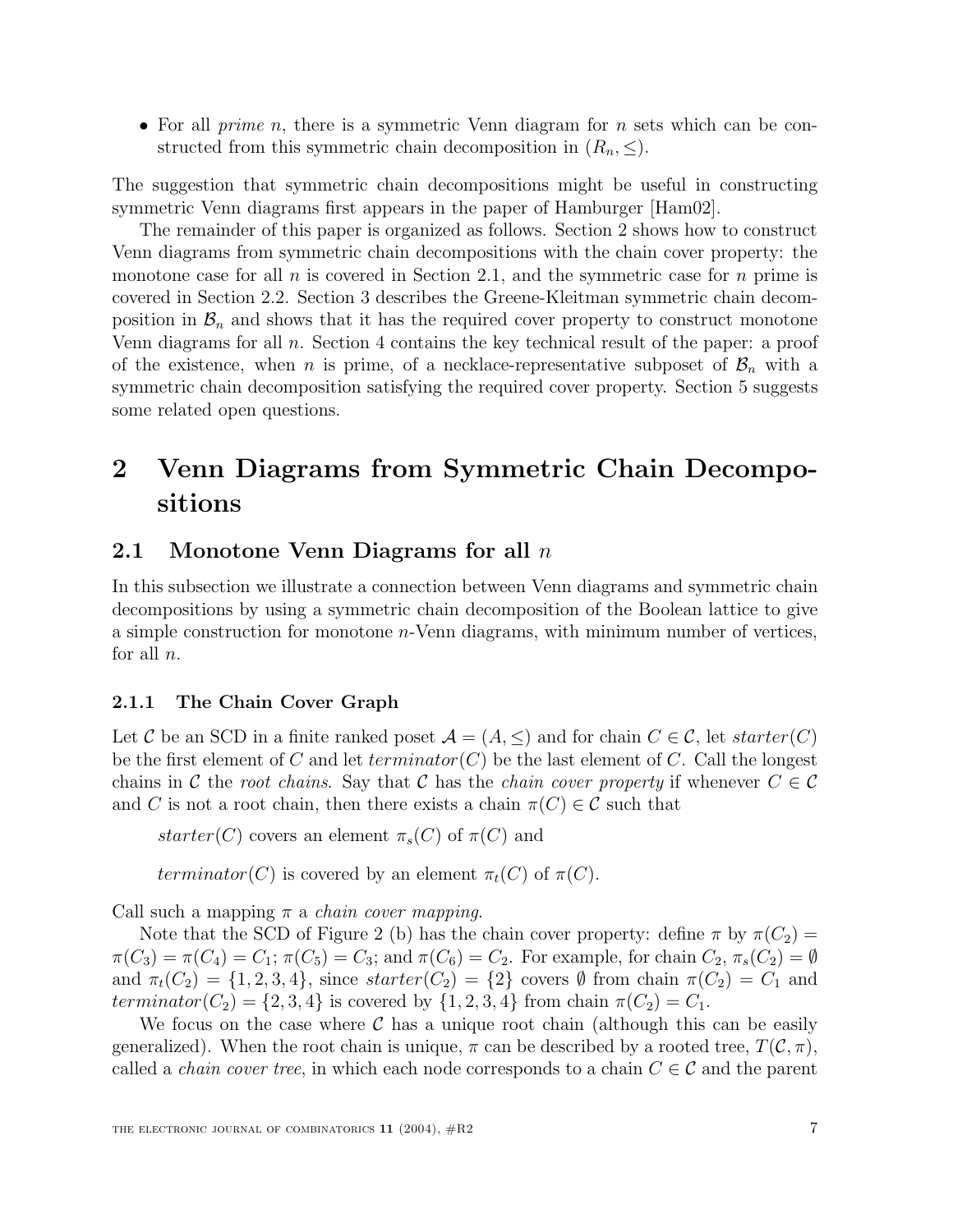- For all *prime* $n$, there is a symmetric Venn diagram for $n$ sets which can be constructed from this symmetric chain decomposition in $(R_n, \leq)$.

The suggestion that symmetric chain decompositions might be useful in constructing symmetric Venn diagrams first appears in the paper of Hamburger [Ham02].

The remainder of this paper is organized as follows. Section 2 shows how to construct Venn diagrams from symmetric chain decompositions with the chain cover property: the monotone case for all $n$ is covered in Section 2.1, and the symmetric case for $n$ prime is covered in Section 2.2. Section 3 describes the Greene-Kleitman symmetric chain decomposition in $\mathcal{B}_n$ and shows that it has the required cover property to construct monotone Venn diagrams for all $n$. Section 4 contains the key technical result of the paper: a proof of the existence, when $n$ is prime, of a necklace-representative subposet of $\mathcal{B}_n$ with a symmetric chain decomposition satisfying the required cover property. Section 5 suggests some related open questions.

# 2 Venn Diagrams from Symmetric Chain Decompositions

## 2.1 Monotone Venn Diagrams for all $n$

In this subsection we illustrate a connection between Venn diagrams and symmetric chain decompositions by using a symmetric chain decomposition of the Boolean lattice to give a simple construction for monotone $n$-Venn diagrams, with minimum number of vertices, for all $n$.

### 2.1.1 The Chain Cover Graph

Let $\mathcal{C}$ be an SCD in a finite ranked poset $\mathcal{A} = (A, \leq)$ and for chain $C \in \mathcal{C}$, let $starter(C)$ be the first element of $C$ and let $terminator(C)$ be the last element of $C$. Call the longest chains in $\mathcal{C}$ the *root chains*. Say that $\mathcal{C}$ has the *chain cover property* if whenever $C \in \mathcal{C}$ and $C$ is not a root chain, then there exists a chain $\pi(C) \in \mathcal{C}$ such that

$starter(C)$ covers an element $\pi_s(C)$ of $\pi(C)$ and

$terminator(C)$ is covered by an element $\pi_t(C)$ of $\pi(C)$.

Call such a mapping $\pi$ a *chain cover mapping*.

Note that the SCD of Figure 2 (b) has the chain cover property: define $\pi$ by $\pi(C_2) = \pi(C_3) = \pi(C_4) = C_1$; $\pi(C_5) = C_3$; and $\pi(C_6) = C_2$. For example, for chain $C_2$, $\pi_s(C_2) = \emptyset$ and $\pi_t(C_2) = \{1, 2, 3, 4\}$, since $starter(C_2) = \{2\}$ covers $\emptyset$ from chain $\pi(C_2) = C_1$ and $terminator(C_2) = \{2, 3, 4\}$ is covered by $\{1, 2, 3, 4\}$ from chain $\pi(C_2) = C_1$.

We focus on the case where $\mathcal{C}$ has a unique root chain (although this can be easily generalized). When the root chain is unique, $\pi$ can be described by a rooted tree, $T(\mathcal{C}, \pi)$, called a *chain cover tree*, in which each node corresponds to a chain $C \in \mathcal{C}$ and the parent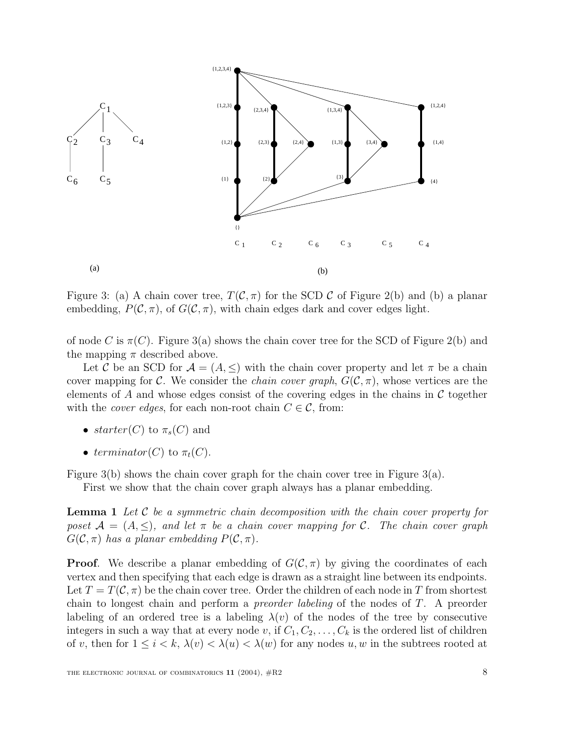Figure 3: (a) A chain cover tree, $T(\mathcal{C}, \pi)$ for the SCD $\mathcal{C}$ of Figure 2(b) and (b) a planar embedding, $P(\mathcal{C}, \pi)$, of $G(\mathcal{C}, \pi)$, with chain edges dark and cover edges light.

of node $C$ is $\pi(C)$. Figure 3(a) shows the chain cover tree for the SCD of Figure 2(b) and the mapping $\pi$ described above.

Let $\mathcal{C}$ be an SCD for $\mathcal{A} = (A, \leq)$ with the chain cover property and let $\pi$ be a chain cover mapping for $\mathcal{C}$. We consider the *chain cover graph*, $G(\mathcal{C}, \pi)$, whose vertices are the elements of $A$ and whose edges consist of the covering edges in the chains in $\mathcal{C}$ together with the *cover edges*, for each non-root chain $C \in \mathcal{C}$, from:

- $starter(C)$ to $\pi_s(C)$ and
- $terminator(C)$ to $\pi_t(C)$.

Figure 3(b) shows the chain cover graph for the chain cover tree in Figure 3(a).

First we show that the chain cover graph always has a planar embedding.

**Lemma 1** *Let $\mathcal{C}$ be a symmetric chain decomposition with the chain cover property for poset $\mathcal{A} = (A, \leq)$, and let $\pi$ be a chain cover mapping for $\mathcal{C}$. The chain cover graph $G(\mathcal{C}, \pi)$ has a planar embedding $P(\mathcal{C}, \pi)$.*

**Proof**. We describe a planar embedding of $G(\mathcal{C}, \pi)$ by giving the coordinates of each vertex and then specifying that each edge is drawn as a straight line between its endpoints. Let $T = T(\mathcal{C}, \pi)$ be the chain cover tree. Order the children of each node in $T$ from shortest chain to longest chain and perform a *preorder labeling* of the nodes of $T$. A preorder labeling of an ordered tree is a labeling $\lambda(v)$ of the nodes of the tree by consecutive integers in such a way that at every node $v$, if $C_1, C_2, \ldots, C_k$ is the ordered list of children of $v$, then for $1 \leq i < k$, $\lambda(v) < \lambda(u) < \lambda(w)$ for any nodes $u, w$ in the subtrees rooted at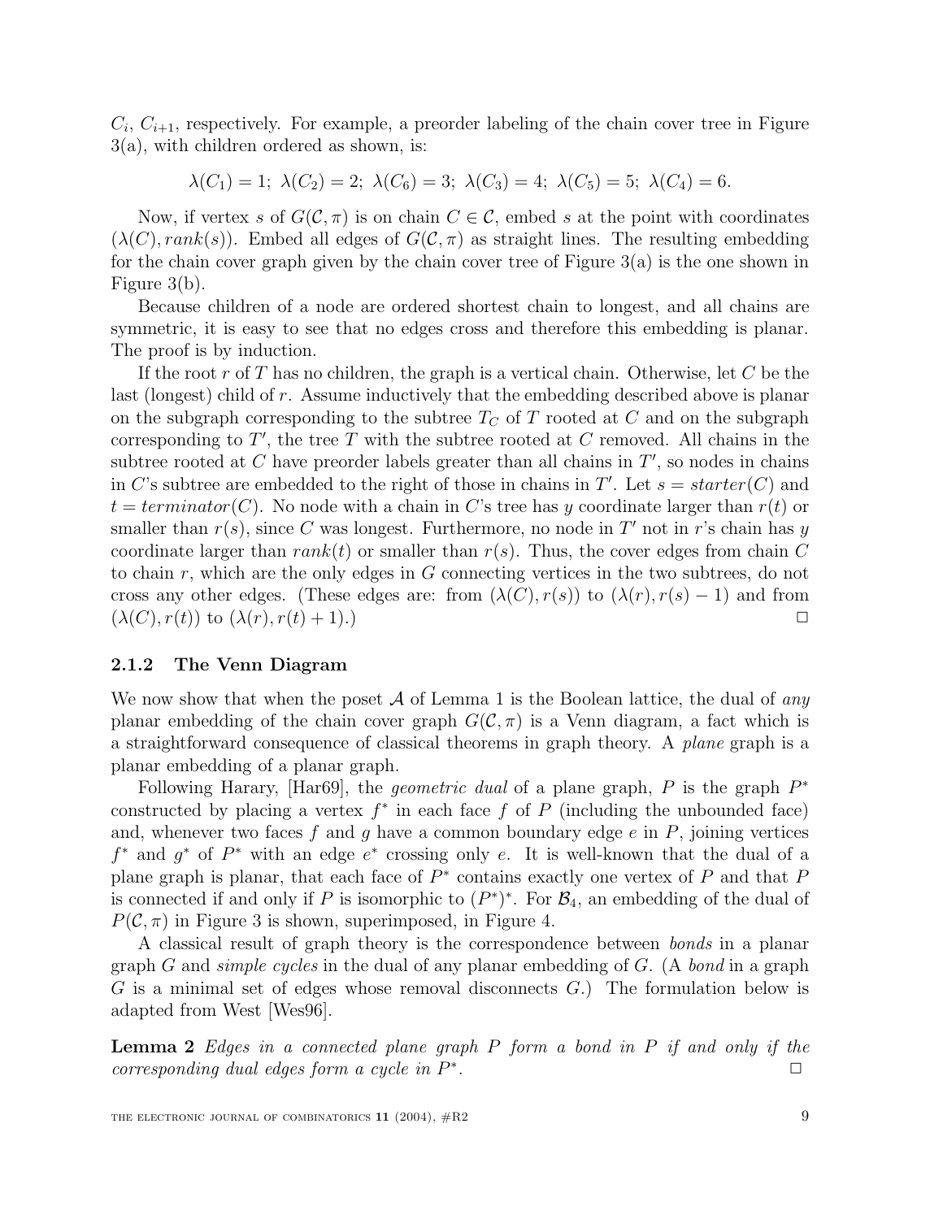$C_i$, $C_{i+1}$, respectively. For example, a preorder labeling of the chain cover tree in Figure 3(a), with children ordered as shown, is:

$$\lambda(C_1) = 1;\ \lambda(C_2) = 2;\ \lambda(C_6) = 3;\ \lambda(C_3) = 4;\ \lambda(C_5) = 5;\ \lambda(C_4) = 6.$$

Now, if vertex $s$ of $G(\mathcal{C}, \pi)$ is on chain $C \in \mathcal{C}$, embed $s$ at the point with coordinates $(\lambda(C), rank(s))$. Embed all edges of $G(\mathcal{C}, \pi)$ as straight lines. The resulting embedding for the chain cover graph given by the chain cover tree of Figure 3(a) is the one shown in Figure 3(b).

Because children of a node are ordered shortest chain to longest, and all chains are symmetric, it is easy to see that no edges cross and therefore this embedding is planar. The proof is by induction.

If the root $r$ of $T$ has no children, the graph is a vertical chain. Otherwise, let $C$ be the last (longest) child of $r$. Assume inductively that the embedding described above is planar on the subgraph corresponding to the subtree $T_C$ of $T$ rooted at $C$ and on the subgraph corresponding to $T'$, the tree $T$ with the subtree rooted at $C$ removed. All chains in the subtree rooted at $C$ have preorder labels greater than all chains in $T'$, so nodes in chains in $C$'s subtree are embedded to the right of those in chains in $T'$. Let $s = starter(C)$ and $t = terminator(C)$. No node with a chain in $C$'s tree has $y$ coordinate larger than $r(t)$ or smaller than $r(s)$, since $C$ was longest. Furthermore, no node in $T'$ not in $r$'s chain has $y$ coordinate larger than $rank(t)$ or smaller than $r(s)$. Thus, the cover edges from chain $C$ to chain $r$, which are the only edges in $G$ connecting vertices in the two subtrees, do not cross any other edges. (These edges are: from $(\lambda(C), r(s))$ to $(\lambda(r), r(s) - 1)$ and from $(\lambda(C), r(t))$ to $(\lambda(r), r(t) + 1)$.) □

### 2.1.2 The Venn Diagram

We now show that when the poset $\mathcal{A}$ of Lemma 1 is the Boolean lattice, the dual of *any* planar embedding of the chain cover graph $G(\mathcal{C}, \pi)$ is a Venn diagram, a fact which is a straightforward consequence of classical theorems in graph theory. A *plane* graph is a planar embedding of a planar graph.

Following Harary, [Har69], the *geometric dual* of a plane graph, $P$ is the graph $P^*$ constructed by placing a vertex $f^*$ in each face $f$ of $P$ (including the unbounded face) and, whenever two faces $f$ and $g$ have a common boundary edge $e$ in $P$, joining vertices $f^*$ and $g^*$ of $P^*$ with an edge $e^*$ crossing only $e$. It is well-known that the dual of a plane graph is planar, that each face of $P^*$ contains exactly one vertex of $P$ and that $P$ is connected if and only if $P$ is isomorphic to $(P^*)^*$. For $\mathcal{B}_4$, an embedding of the dual of $P(\mathcal{C}, \pi)$ in Figure 3 is shown, superimposed, in Figure 4.

A classical result of graph theory is the correspondence between *bonds* in a planar graph $G$ and *simple cycles* in the dual of any planar embedding of $G$. (A *bond* in a graph $G$ is a minimal set of edges whose removal disconnects $G$.) The formulation below is adapted from West [Wes96].

**Lemma 2** *Edges in a connected plane graph $P$ form a bond in $P$ if and only if the corresponding dual edges form a cycle in $P^*$.* □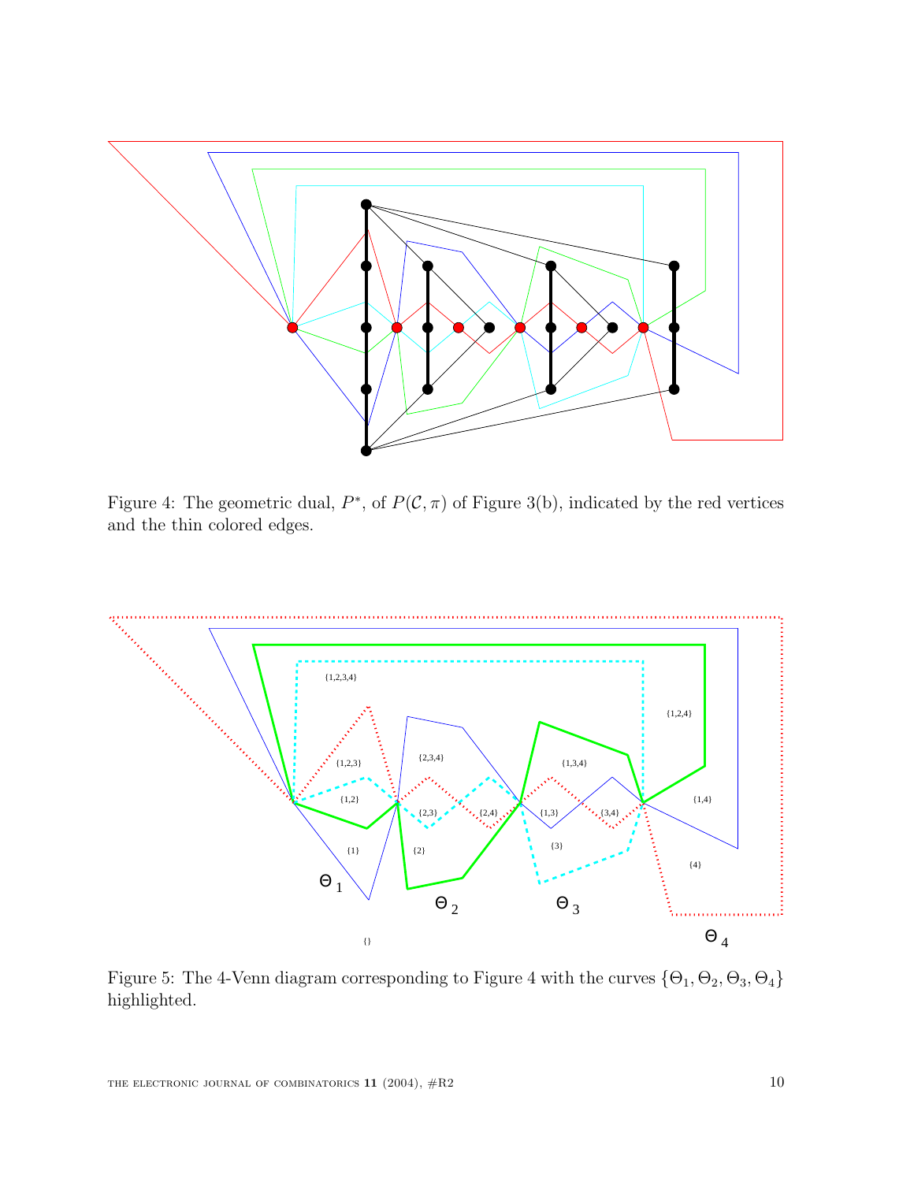Figure 4: The geometric dual, $P^*$, of $P(\mathcal{C}, \pi)$ of Figure 3(b), indicated by the red vertices and the thin colored edges.

Figure 5: The 4-Venn diagram corresponding to Figure 4 with the curves $\{\Theta_1, \Theta_2, \Theta_3, \Theta_4\}$ highlighted.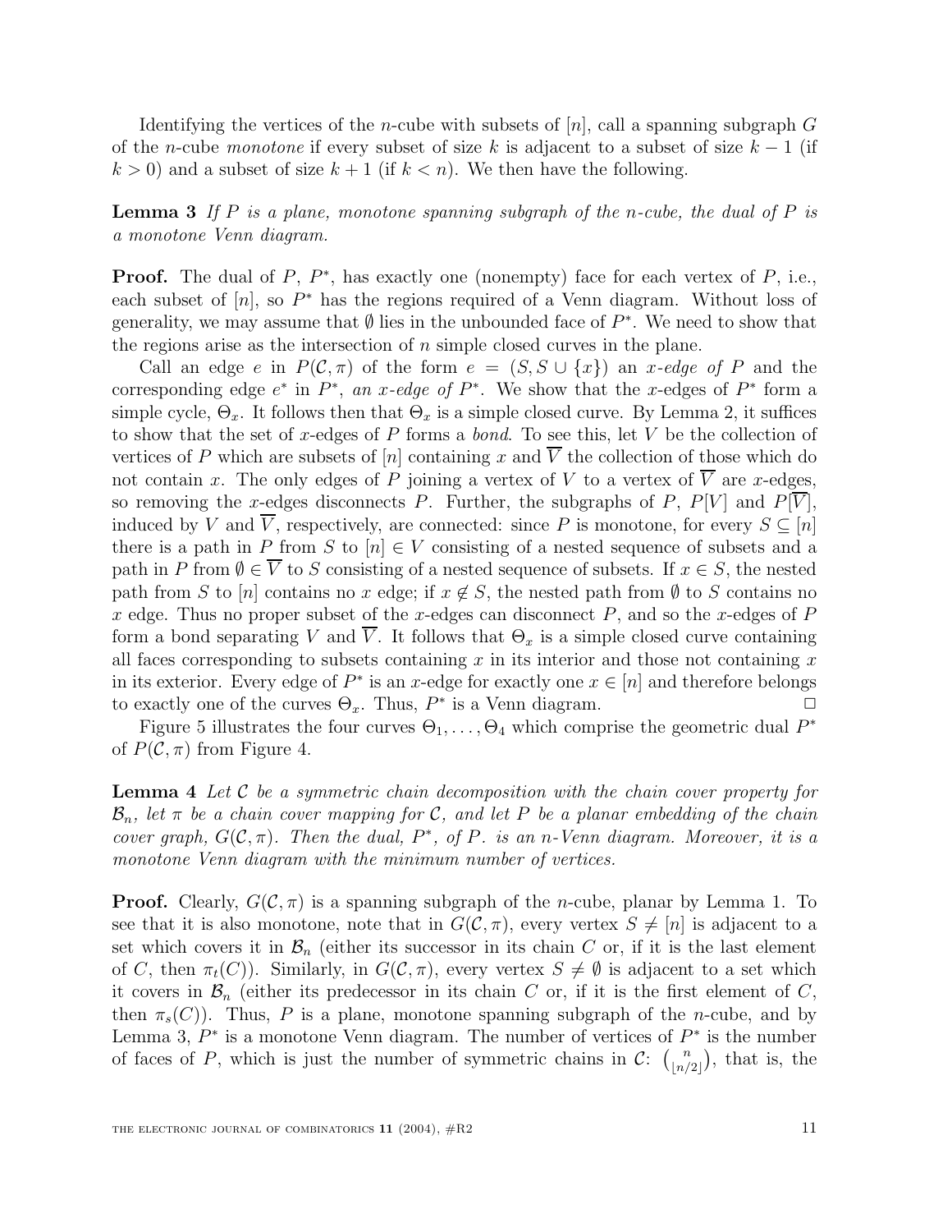Identifying the vertices of the $n$-cube with subsets of $[n]$, call a spanning subgraph $G$ of the $n$-cube *monotone* if every subset of size $k$ is adjacent to a subset of size $k-1$ (if $k>0$) and a subset of size $k+1$ (if $k<n$). We then have the following.

**Lemma 3** *If $P$ is a plane, monotone spanning subgraph of the $n$-cube, the dual of $P$ is a monotone Venn diagram.*

**Proof.** The dual of $P$, $P^*$, has exactly one (nonempty) face for each vertex of $P$, i.e., each subset of $[n]$, so $P^*$ has the regions required of a Venn diagram. Without loss of generality, we may assume that $\emptyset$ lies in the unbounded face of $P^*$. We need to show that the regions arise as the intersection of $n$ simple closed curves in the plane.

Call an edge $e$ in $P(\mathcal{C},\pi)$ of the form $e=(S, S\cup\{x\})$ an *$x$-edge of* $P$ and the corresponding edge $e^*$ in $P^*$, *an $x$-edge of* $P^*$. We show that the $x$-edges of $P^*$ form a simple cycle, $\Theta_x$. It follows then that $\Theta_x$ is a simple closed curve. By Lemma 2, it suffices to show that the set of $x$-edges of $P$ forms a *bond*. To see this, let $V$ be the collection of vertices of $P$ which are subsets of $[n]$ containing $x$ and $\overline{V}$ the collection of those which do not contain $x$. The only edges of $P$ joining a vertex of $V$ to a vertex of $\overline{V}$ are $x$-edges, so removing the $x$-edges disconnects $P$. Further, the subgraphs of $P$, $P[V]$ and $P[\overline{V}]$, induced by $V$ and $\overline{V}$, respectively, are connected: since $P$ is monotone, for every $S\subseteq[n]$ there is a path in $P$ from $S$ to $[n]\in V$ consisting of a nested sequence of subsets and a path in $P$ from $\emptyset\in\overline{V}$ to $S$ consisting of a nested sequence of subsets. If $x\in S$, the nested path from $S$ to $[n]$ contains no $x$ edge; if $x\notin S$, the nested path from $\emptyset$ to $S$ contains no $x$ edge. Thus no proper subset of the $x$-edges can disconnect $P$, and so the $x$-edges of $P$ form a bond separating $V$ and $\overline{V}$. It follows that $\Theta_x$ is a simple closed curve containing all faces corresponding to subsets containing $x$ in its interior and those not containing $x$ in its exterior. Every edge of $P^*$ is an $x$-edge for exactly one $x\in[n]$ and therefore belongs to exactly one of the curves $\Theta_x$. Thus, $P^*$ is a Venn diagram. $\Box$

Figure 5 illustrates the four curves $\Theta_1,\ldots,\Theta_4$ which comprise the geometric dual $P^*$ of $P(\mathcal{C},\pi)$ from Figure 4.

**Lemma 4** *Let $\mathcal{C}$ be a symmetric chain decomposition with the chain cover property for $\mathcal{B}_n$, let $\pi$ be a chain cover mapping for $\mathcal{C}$, and let $P$ be a planar embedding of the chain cover graph, $G(\mathcal{C},\pi)$. Then the dual, $P^*$, of $P$. is an $n$-Venn diagram. Moreover, it is a monotone Venn diagram with the minimum number of vertices.*

**Proof.** Clearly, $G(\mathcal{C},\pi)$ is a spanning subgraph of the $n$-cube, planar by Lemma 1. To see that it is also monotone, note that in $G(\mathcal{C},\pi)$, every vertex $S\neq[n]$ is adjacent to a set which covers it in $\mathcal{B}_n$ (either its successor in its chain $C$ or, if it is the last element of $C$, then $\pi_t(C)$). Similarly, in $G(\mathcal{C},\pi)$, every vertex $S\neq\emptyset$ is adjacent to a set which it covers in $\mathcal{B}_n$ (either its predecessor in its chain $C$ or, if it is the first element of $C$, then $\pi_s(C)$). Thus, $P$ is a plane, monotone spanning subgraph of the $n$-cube, and by Lemma 3, $P^*$ is a monotone Venn diagram. The number of vertices of $P^*$ is the number of faces of $P$, which is just the number of symmetric chains in $\mathcal{C}$: $\binom{n}{\lfloor n/2\rfloor}$, that is, the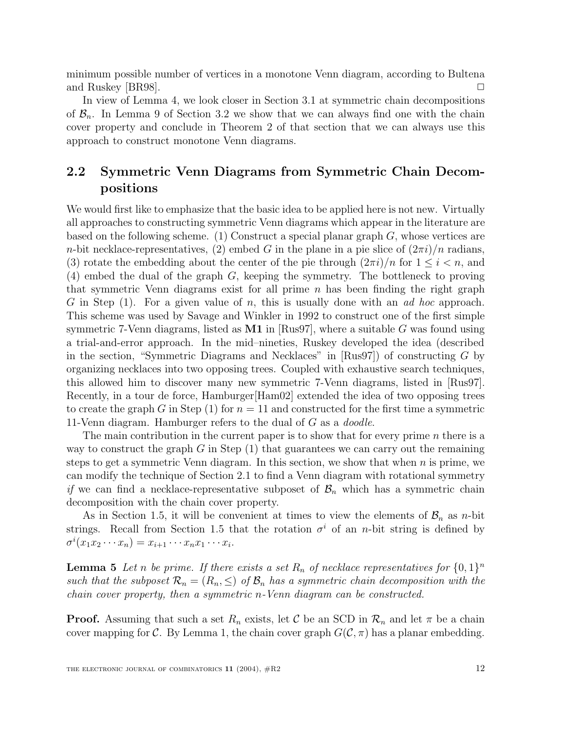minimum possible number of vertices in a monotone Venn diagram, according to Bultena and Ruskey [BR98]. □

In view of Lemma 4, we look closer in Section 3.1 at symmetric chain decompositions of $\mathcal{B}_n$. In Lemma 9 of Section 3.2 we show that we can always find one with the chain cover property and conclude in Theorem 2 of that section that we can always use this approach to construct monotone Venn diagrams.

## 2.2 Symmetric Venn Diagrams from Symmetric Chain Decompositions

We would first like to emphasize that the basic idea to be applied here is not new. Virtually all approaches to constructing symmetric Venn diagrams which appear in the literature are based on the following scheme. (1) Construct a special planar graph $G$, whose vertices are $n$-bit necklace-representatives, (2) embed $G$ in the plane in a pie slice of $(2\pi i)/n$ radians, (3) rotate the embedding about the center of the pie through $(2\pi i)/n$ for $1 \leq i < n$, and (4) embed the dual of the graph $G$, keeping the symmetry. The bottleneck to proving that symmetric Venn diagrams exist for all prime $n$ has been finding the right graph $G$ in Step (1). For a given value of $n$, this is usually done with an *ad hoc* approach. This scheme was used by Savage and Winkler in 1992 to construct one of the first simple symmetric 7-Venn diagrams, listed as **M1** in [Rus97], where a suitable $G$ was found using a trial-and-error approach. In the mid–nineties, Ruskey developed the idea (described in the section, "Symmetric Diagrams and Necklaces" in [Rus97]) of constructing $G$ by organizing necklaces into two opposing trees. Coupled with exhaustive search techniques, this allowed him to discover many new symmetric 7-Venn diagrams, listed in [Rus97]. Recently, in a tour de force, Hamburger[Ham02] extended the idea of two opposing trees to create the graph $G$ in Step (1) for $n = 11$ and constructed for the first time a symmetric 11-Venn diagram. Hamburger refers to the dual of $G$ as a *doodle*.

The main contribution in the current paper is to show that for every prime $n$ there is a way to construct the graph $G$ in Step (1) that guarantees we can carry out the remaining steps to get a symmetric Venn diagram. In this section, we show that when $n$ is prime, we can modify the technique of Section 2.1 to find a Venn diagram with rotational symmetry *if* we can find a necklace-representative subposet of $\mathcal{B}_n$ which has a symmetric chain decomposition with the chain cover property.

As in Section 1.5, it will be convenient at times to view the elements of $\mathcal{B}_n$ as $n$-bit strings. Recall from Section 1.5 that the rotation $\sigma^i$ of an $n$-bit string is defined by $\sigma^i(x_1 x_2 \cdots x_n) = x_{i+1} \cdots x_n x_1 \cdots x_i$.

**Lemma 5** *Let $n$ be prime. If there exists a set $R_n$ of necklace representatives for $\{0,1\}^n$ such that the subposet $\mathcal{R}_n = (R_n, \leq)$ of $\mathcal{B}_n$ has a symmetric chain decomposition with the chain cover property, then a symmetric $n$-Venn diagram can be constructed.*

**Proof.** Assuming that such a set $R_n$ exists, let $\mathcal{C}$ be an SCD in $\mathcal{R}_n$ and let $\pi$ be a chain cover mapping for $\mathcal{C}$. By Lemma 1, the chain cover graph $G(\mathcal{C}, \pi)$ has a planar embedding.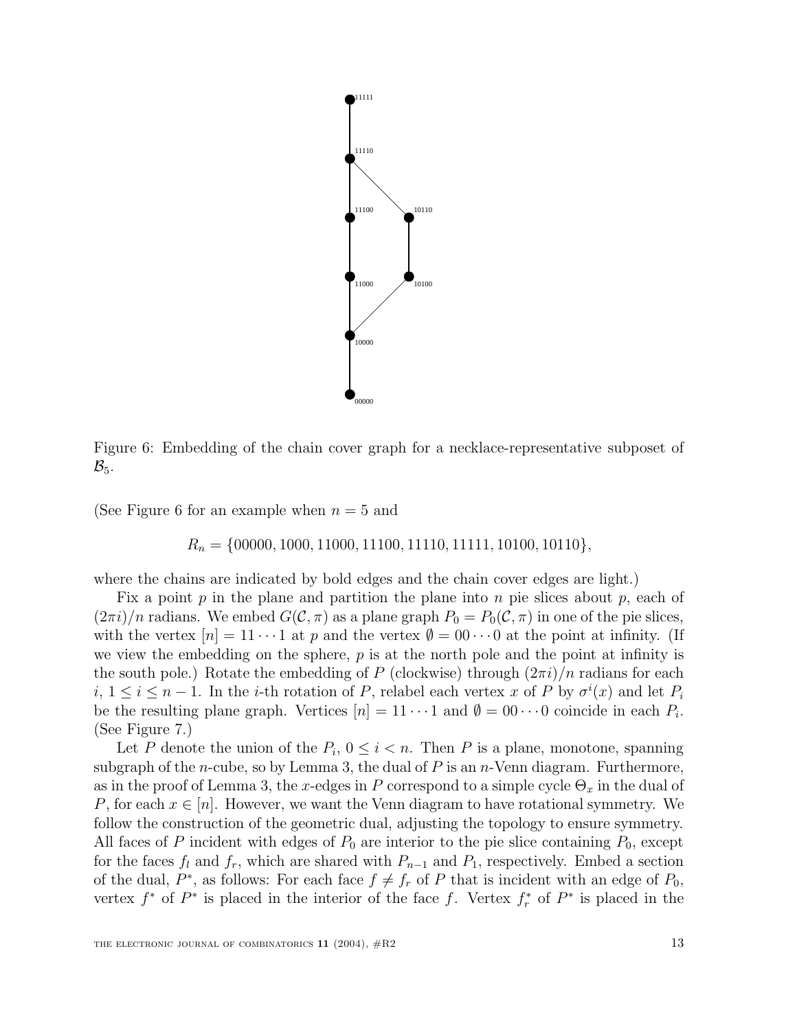Figure 6: Embedding of the chain cover graph for a necklace-representative subposet of $\mathcal{B}_5$.

(See Figure 6 for an example when $n = 5$ and

$$R_n = \{00000, 1000, 11000, 11100, 11110, 11111, 10100, 10110\},$$

where the chains are indicated by bold edges and the chain cover edges are light.)

Fix a point $p$ in the plane and partition the plane into $n$ pie slices about $p$, each of $(2\pi i)/n$ radians. We embed $G(\mathcal{C}, \pi)$ as a plane graph $P_0 = P_0(\mathcal{C}, \pi)$ in one of the pie slices, with the vertex $[n] = 11\cdots1$ at $p$ and the vertex $\emptyset = 00\cdots0$ at the point at infinity. (If we view the embedding on the sphere, $p$ is at the north pole and the point at infinity is the south pole.) Rotate the embedding of $P$ (clockwise) through $(2\pi i)/n$ radians for each $i$, $1 \leq i \leq n-1$. In the $i$-th rotation of $P$, relabel each vertex $x$ of $P$ by $\sigma^i(x)$ and let $P_i$ be the resulting plane graph. Vertices $[n] = 11\cdots1$ and $\emptyset = 00\cdots0$ coincide in each $P_i$. (See Figure 7.)

Let $P$ denote the union of the $P_i$, $0 \leq i < n$. Then $P$ is a plane, monotone, spanning subgraph of the $n$-cube, so by Lemma 3, the dual of $P$ is an $n$-Venn diagram. Furthermore, as in the proof of Lemma 3, the $x$-edges in $P$ correspond to a simple cycle $\Theta_x$ in the dual of $P$, for each $x \in [n]$. However, we want the Venn diagram to have rotational symmetry. We follow the construction of the geometric dual, adjusting the topology to ensure symmetry. All faces of $P$ incident with edges of $P_0$ are interior to the pie slice containing $P_0$, except for the faces $f_l$ and $f_r$, which are shared with $P_{n-1}$ and $P_1$, respectively. Embed a section of the dual, $P^*$, as follows: For each face $f \neq f_r$ of $P$ that is incident with an edge of $P_0$, vertex $f^*$ of $P^*$ is placed in the interior of the face $f$. Vertex $f_r^*$ of $P^*$ is placed in the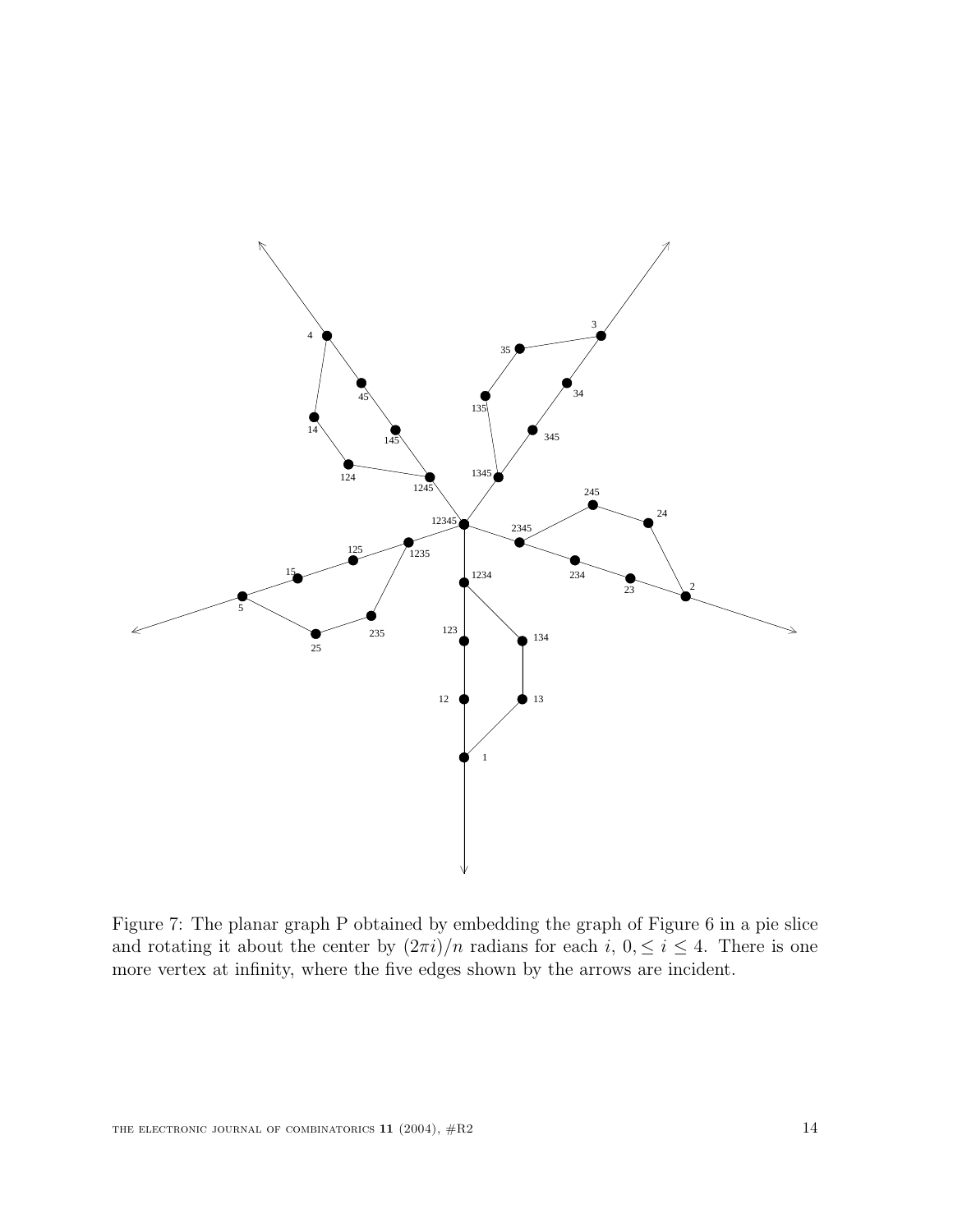Figure 7: The planar graph P obtained by embedding the graph of Figure 6 in a pie slice and rotating it about the center by $(2\pi i)/n$ radians for each $i$, $0, \leq i \leq 4$. There is one more vertex at infinity, where the five edges shown by the arrows are incident.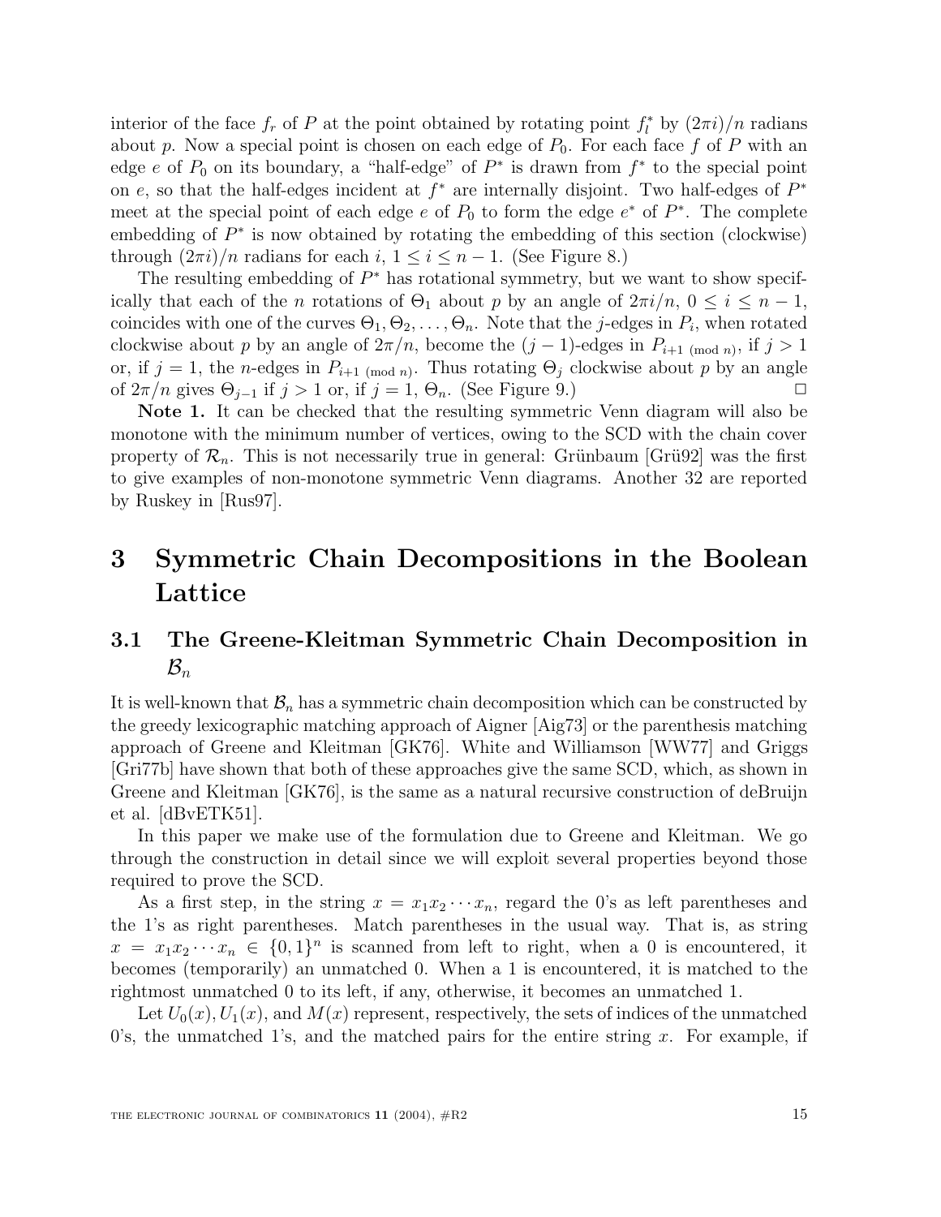interior of the face $f_r$ of $P$ at the point obtained by rotating point $f_l^*$ by $(2\pi i)/n$ radians about $p$. Now a special point is chosen on each edge of $P_0$. For each face $f$ of $P$ with an edge $e$ of $P_0$ on its boundary, a "half-edge" of $P^*$ is drawn from $f^*$ to the special point on $e$, so that the half-edges incident at $f^*$ are internally disjoint. Two half-edges of $P^*$ meet at the special point of each edge $e$ of $P_0$ to form the edge $e^*$ of $P^*$. The complete embedding of $P^*$ is now obtained by rotating the embedding of this section (clockwise) through $(2\pi i)/n$ radians for each $i$, $1 \leq i \leq n-1$. (See Figure 8.)

The resulting embedding of $P^*$ has rotational symmetry, but we want to show specifically that each of the $n$ rotations of $\Theta_1$ about $p$ by an angle of $2\pi i/n$, $0 \leq i \leq n-1$, coincides with one of the curves $\Theta_1, \Theta_2, \ldots, \Theta_n$. Note that the $j$-edges in $P_i$, when rotated clockwise about $p$ by an angle of $2\pi/n$, become the $(j-1)$-edges in $P_{i+1 \pmod n}$, if $j > 1$ or, if $j = 1$, the $n$-edges in $P_{i+1 \pmod n}$. Thus rotating $\Theta_j$ clockwise about $p$ by an angle of $2\pi/n$ gives $\Theta_{j-1}$ if $j > 1$ or, if $j = 1$, $\Theta_n$. (See Figure 9.) □

**Note 1.** It can be checked that the resulting symmetric Venn diagram will also be monotone with the minimum number of vertices, owing to the SCD with the chain cover property of $\mathcal{R}_n$. This is not necessarily true in general: Grünbaum [Grü92] was the first to give examples of non-monotone symmetric Venn diagrams. Another 32 are reported by Ruskey in [Rus97].

# 3 Symmetric Chain Decompositions in the Boolean Lattice

## 3.1 The Greene-Kleitman Symmetric Chain Decomposition in $\mathcal{B}_n$

It is well-known that $\mathcal{B}_n$ has a symmetric chain decomposition which can be constructed by the greedy lexicographic matching approach of Aigner [Aig73] or the parenthesis matching approach of Greene and Kleitman [GK76]. White and Williamson [WW77] and Griggs [Gri77b] have shown that both of these approaches give the same SCD, which, as shown in Greene and Kleitman [GK76], is the same as a natural recursive construction of deBruijn et al. [dBvETK51].

In this paper we make use of the formulation due to Greene and Kleitman. We go through the construction in detail since we will exploit several properties beyond those required to prove the SCD.

As a first step, in the string $x = x_1 x_2 \cdots x_n$, regard the 0's as left parentheses and the 1's as right parentheses. Match parentheses in the usual way. That is, as string $x = x_1 x_2 \cdots x_n \in \{0,1\}^n$ is scanned from left to right, when a 0 is encountered, it becomes (temporarily) an unmatched 0. When a 1 is encountered, it is matched to the rightmost unmatched 0 to its left, if any, otherwise, it becomes an unmatched 1.

Let $U_0(x), U_1(x)$, and $M(x)$ represent, respectively, the sets of indices of the unmatched 0's, the unmatched 1's, and the matched pairs for the entire string $x$. For example, if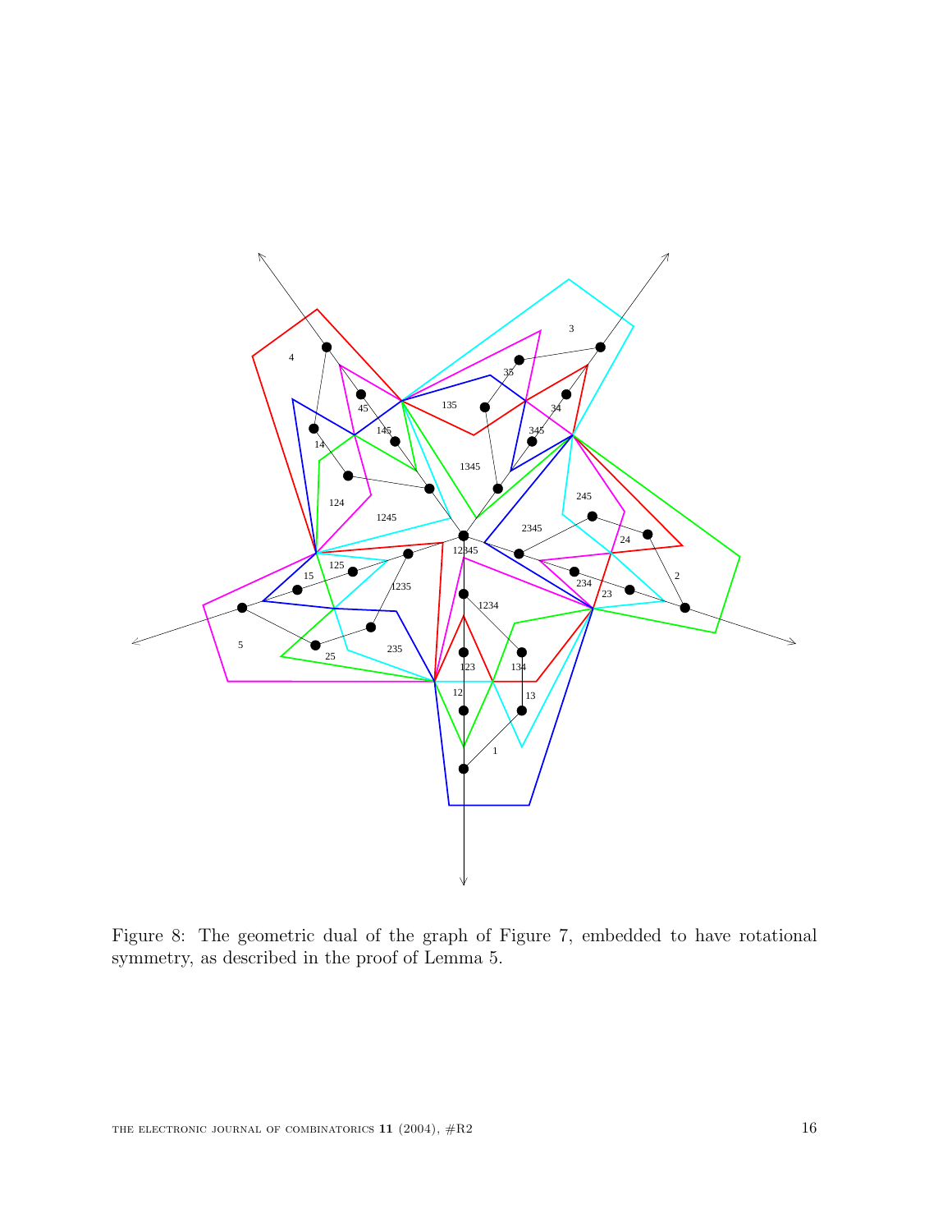Figure 8: The geometric dual of the graph of Figure 7, embedded to have rotational symmetry, as described in the proof of Lemma 5.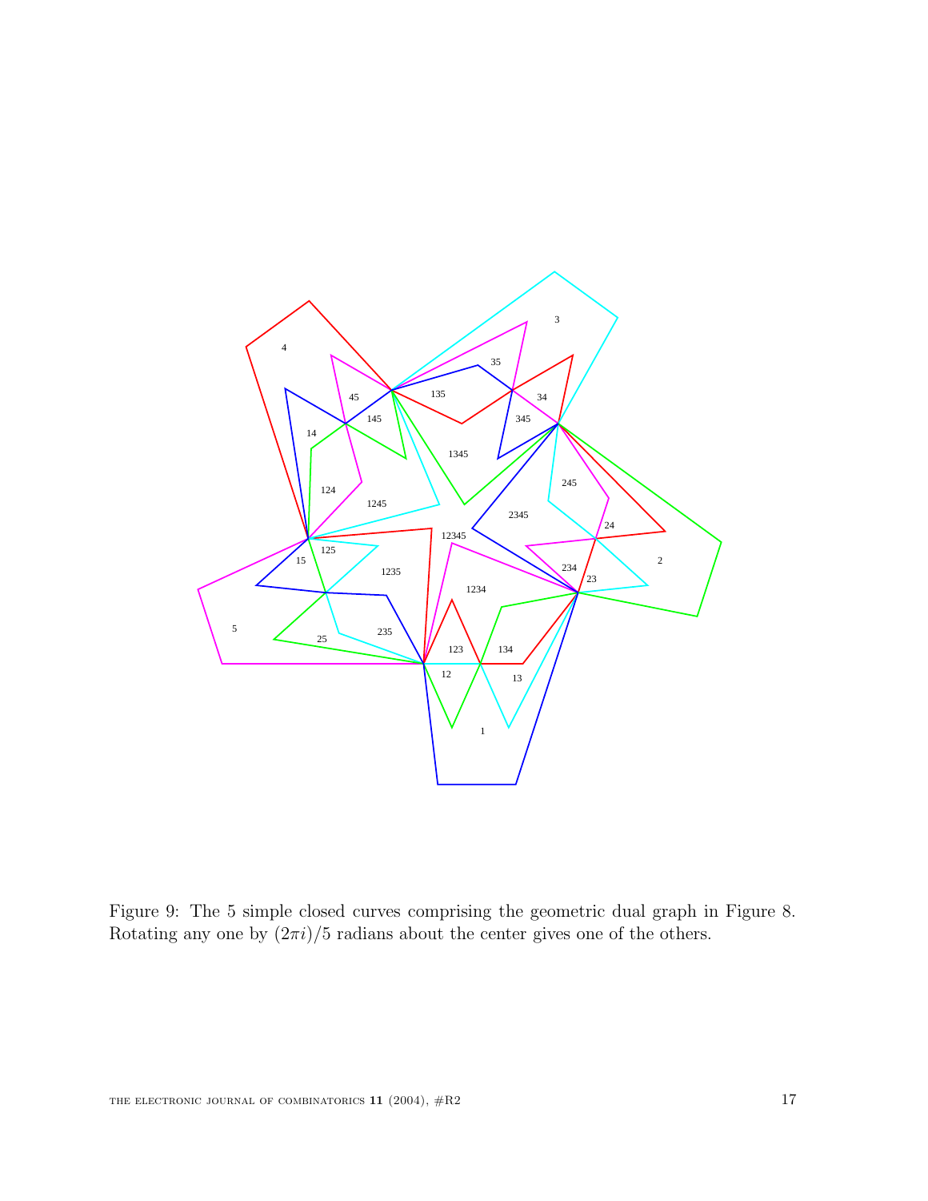Figure 9: The 5 simple closed curves comprising the geometric dual graph in Figure 8. Rotating any one by $(2\pi i)/5$ radians about the center gives one of the others.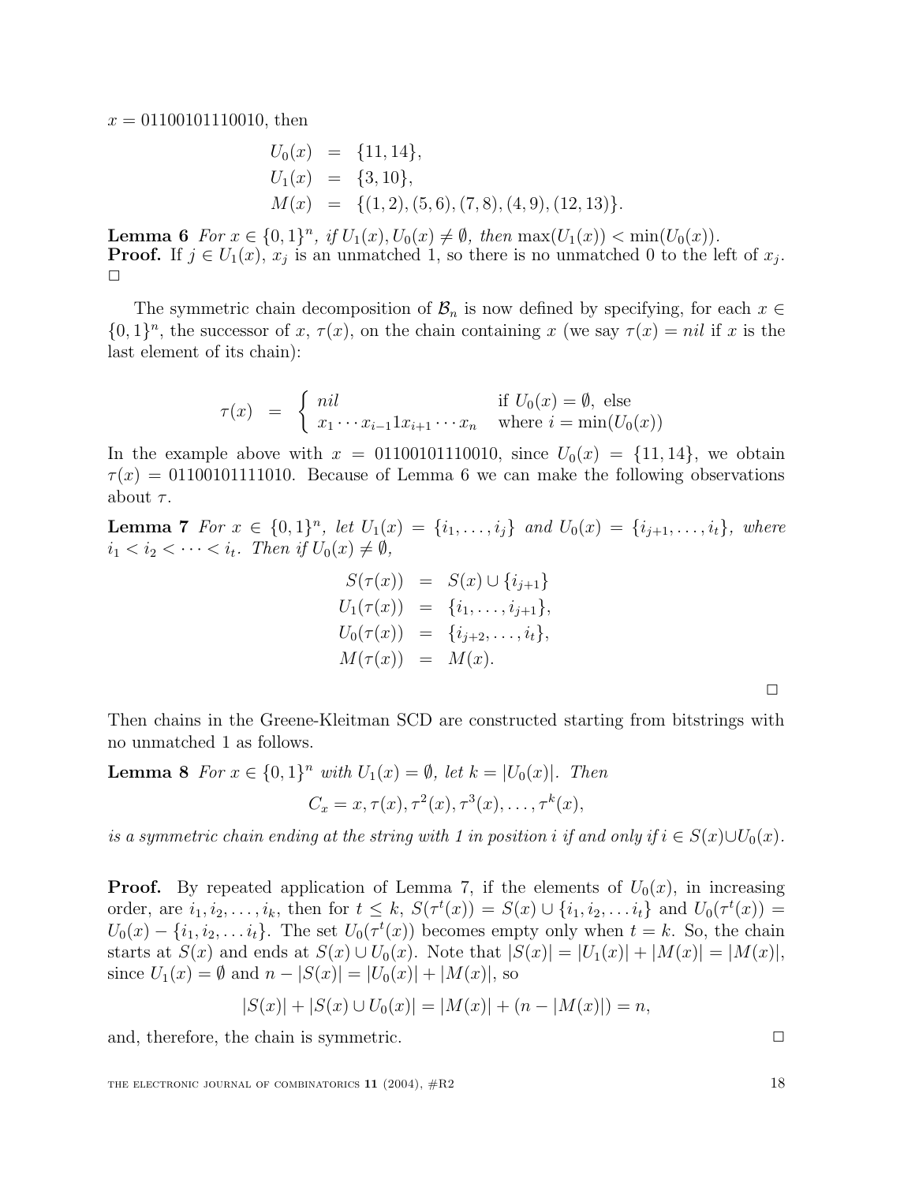$x = 01100101110010$, then

$$\begin{aligned}
U_0(x) &= \{11, 14\}, \\
U_1(x) &= \{3, 10\}, \\
M(x) &= \{(1,2), (5,6), (7,8), (4,9), (12,13)\}.
\end{aligned}$$

**Lemma 6** *For $x \in \{0,1\}^n$, if $U_1(x), U_0(x) \neq \emptyset$, then $\max(U_1(x)) < \min(U_0(x))$.*
**Proof.** If $j \in U_1(x)$, $x_j$ is an unmatched 1, so there is no unmatched 0 to the left of $x_j$. $\square$

The symmetric chain decomposition of $\mathcal{B}_n$ is now defined by specifying, for each $x \in \{0,1\}^n$, the successor of $x$, $\tau(x)$, on the chain containing $x$ (we say $\tau(x) = nil$ if $x$ is the last element of its chain):

$$\tau(x) = \begin{cases} nil & \text{if } U_0(x) = \emptyset, \text{ else} \\ x_1 \cdots x_{i-1} 1 x_{i+1} \cdots x_n & \text{where } i = \min(U_0(x)) \end{cases}$$

In the example above with $x = 01100101110010$, since $U_0(x) = \{11, 14\}$, we obtain $\tau(x) = 01100101111010$. Because of Lemma 6 we can make the following observations about $\tau$.

**Lemma 7** *For $x \in \{0,1\}^n$, let $U_1(x) = \{i_1, \ldots, i_j\}$ and $U_0(x) = \{i_{j+1}, \ldots, i_t\}$, where $i_1 < i_2 < \cdots < i_t$. Then if $U_0(x) \neq \emptyset$,*

$$\begin{aligned}
S(\tau(x)) &= S(x) \cup \{i_{j+1}\} \\
U_1(\tau(x)) &= \{i_1, \ldots, i_{j+1}\}, \\
U_0(\tau(x)) &= \{i_{j+2}, \ldots, i_t\}, \\
M(\tau(x)) &= M(x).
\end{aligned}$$

$\square$

Then chains in the Greene-Kleitman SCD are constructed starting from bitstrings with no unmatched 1 as follows.

**Lemma 8** *For $x \in \{0,1\}^n$ with $U_1(x) = \emptyset$, let $k = |U_0(x)|$. Then*

$$C_x = x, \tau(x), \tau^2(x), \tau^3(x), \ldots, \tau^k(x),$$

*is a symmetric chain ending at the string with 1 in position $i$ if and only if $i \in S(x) \cup U_0(x)$.*

**Proof.** By repeated application of Lemma 7, if the elements of $U_0(x)$, in increasing order, are $i_1, i_2, \ldots, i_k$, then for $t \leq k$, $S(\tau^t(x)) = S(x) \cup \{i_1, i_2, \ldots i_t\}$ and $U_0(\tau^t(x)) = U_0(x) - \{i_1, i_2, \ldots i_t\}$. The set $U_0(\tau^t(x))$ becomes empty only when $t = k$. So, the chain starts at $S(x)$ and ends at $S(x) \cup U_0(x)$. Note that $|S(x)| = |U_1(x)| + |M(x)| = |M(x)|$, since $U_1(x) = \emptyset$ and $n - |S(x)| = |U_0(x)| + |M(x)|$, so

$$|S(x)| + |S(x) \cup U_0(x)| = |M(x)| + (n - |M(x)|) = n,$$

and, therefore, the chain is symmetric. $\square$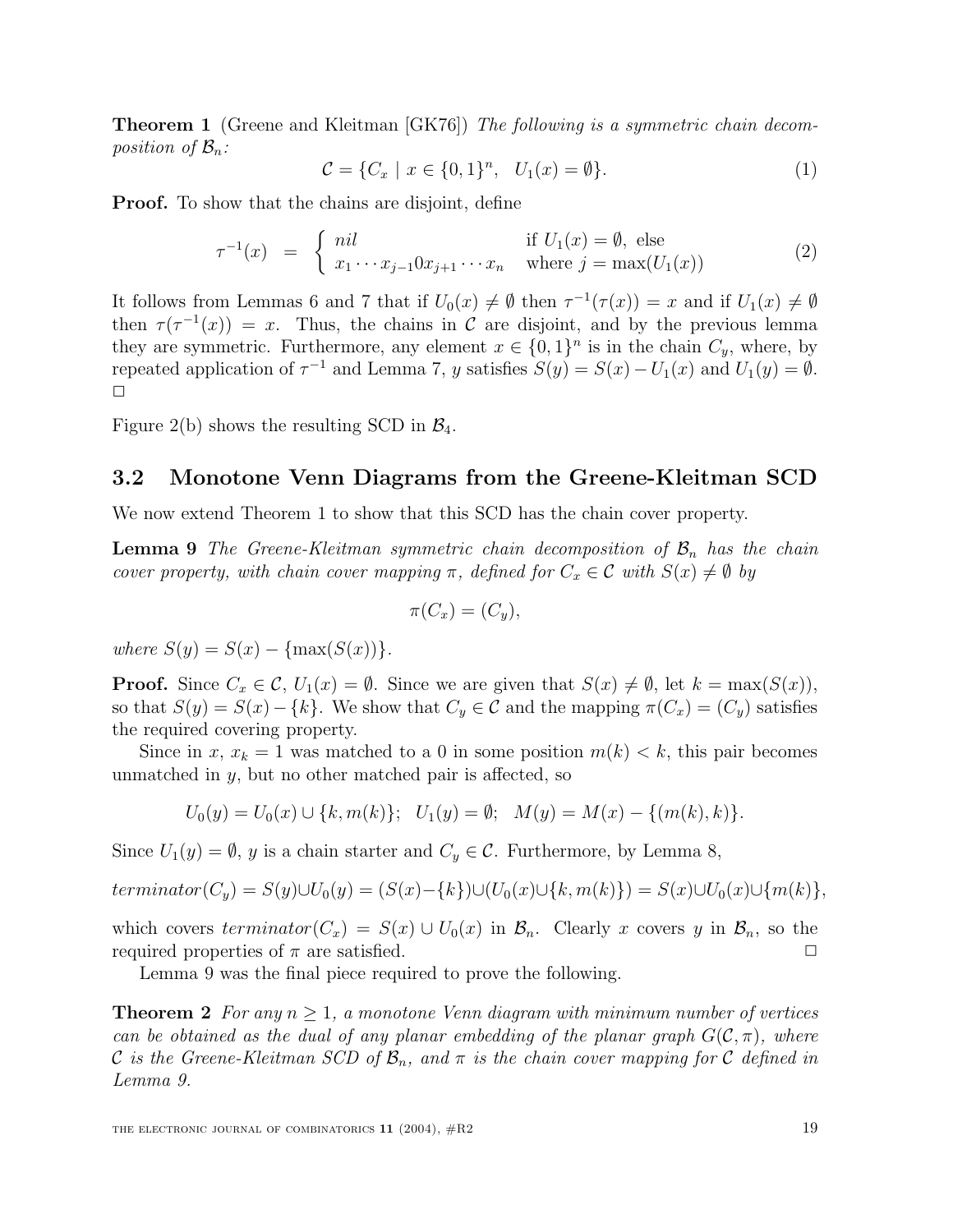**Theorem 1** (Greene and Kleitman [GK76]) *The following is a symmetric chain decomposition of $\mathcal{B}_n$:*

$$\mathcal{C} = \{C_x \mid x \in \{0,1\}^n, \quad U_1(x) = \emptyset\}. \tag{1}$$

**Proof.** To show that the chains are disjoint, define

$$\tau^{-1}(x) \quad = \quad \begin{cases} nil & \text{if } U_1(x) = \emptyset, \text{ else} \\ x_1 \cdots x_{j-1} 0 x_{j+1} \cdots x_n & \text{where } j = \max(U_1(x)) \end{cases} \tag{2}$$

It follows from Lemmas 6 and 7 that if $U_0(x) \neq \emptyset$ then $\tau^{-1}(\tau(x)) = x$ and if $U_1(x) \neq \emptyset$ then $\tau(\tau^{-1}(x)) = x$. Thus, the chains in $\mathcal{C}$ are disjoint, and by the previous lemma they are symmetric. Furthermore, any element $x \in \{0,1\}^n$ is in the chain $C_y$, where, by repeated application of $\tau^{-1}$ and Lemma 7, $y$ satisfies $S(y) = S(x) - U_1(x)$ and $U_1(y) = \emptyset$. $\square$

Figure 2(b) shows the resulting SCD in $\mathcal{B}_4$.

## 3.2 Monotone Venn Diagrams from the Greene-Kleitman SCD

We now extend Theorem 1 to show that this SCD has the chain cover property.

**Lemma 9** *The Greene-Kleitman symmetric chain decomposition of $\mathcal{B}_n$ has the chain cover property, with chain cover mapping $\pi$, defined for $C_x \in \mathcal{C}$ with $S(x) \neq \emptyset$ by*

$$\pi(C_x) = (C_y),$$

*where $S(y) = S(x) - \{\max(S(x))\}$.*

**Proof.** Since $C_x \in \mathcal{C}$, $U_1(x) = \emptyset$. Since we are given that $S(x) \neq \emptyset$, let $k = \max(S(x))$, so that $S(y) = S(x) - \{k\}$. We show that $C_y \in \mathcal{C}$ and the mapping $\pi(C_x) = (C_y)$ satisfies the required covering property.

Since in $x$, $x_k = 1$ was matched to a 0 in some position $m(k) < k$, this pair becomes unmatched in $y$, but no other matched pair is affected, so

$$U_0(y) = U_0(x) \cup \{k, m(k)\}; \quad U_1(y) = \emptyset; \quad M(y) = M(x) - \{(m(k), k)\}.$$

Since $U_1(y) = \emptyset$, $y$ is a chain starter and $C_y \in \mathcal{C}$. Furthermore, by Lemma 8,

$$terminator(C_y) = S(y) \cup U_0(y) = (S(x) - \{k\}) \cup (U_0(x) \cup \{k, m(k)\}) = S(x) \cup U_0(x) \cup \{m(k)\},$$

which covers $terminator(C_x) = S(x) \cup U_0(x)$ in $\mathcal{B}_n$. Clearly $x$ covers $y$ in $\mathcal{B}_n$, so the required properties of $\pi$ are satisfied. $\square$

Lemma 9 was the final piece required to prove the following.

**Theorem 2** *For any $n \geq 1$, a monotone Venn diagram with minimum number of vertices can be obtained as the dual of any planar embedding of the planar graph $G(\mathcal{C}, \pi)$, where $\mathcal{C}$ is the Greene-Kleitman SCD of $\mathcal{B}_n$, and $\pi$ is the chain cover mapping for $\mathcal{C}$ defined in Lemma 9.*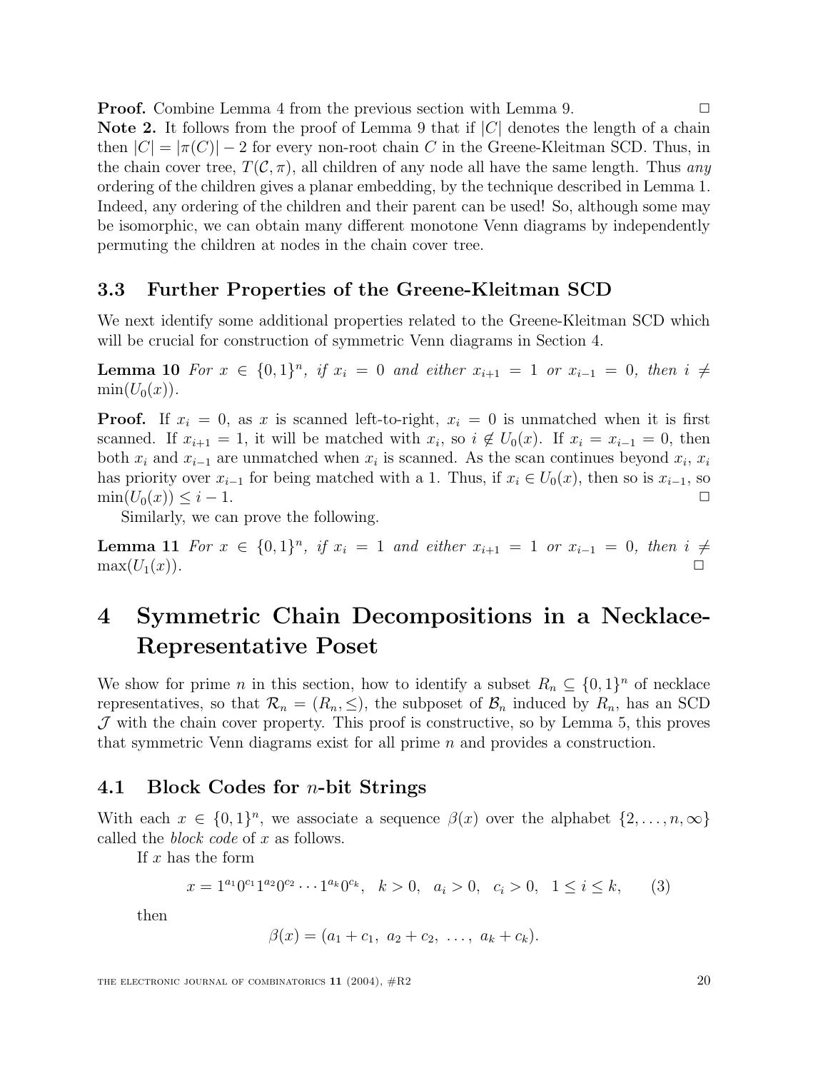**Proof.** Combine Lemma 4 from the previous section with Lemma 9. □

**Note 2.** It follows from the proof of Lemma 9 that if $|C|$ denotes the length of a chain then $|C| = |\pi(C)| - 2$ for every non-root chain $C$ in the Greene-Kleitman SCD. Thus, in the chain cover tree, $T(\mathcal{C}, \pi)$, all children of any node all have the same length. Thus *any* ordering of the children gives a planar embedding, by the technique described in Lemma 1. Indeed, any ordering of the children and their parent can be used! So, although some may be isomorphic, we can obtain many different monotone Venn diagrams by independently permuting the children at nodes in the chain cover tree.

### 3.3 Further Properties of the Greene-Kleitman SCD

We next identify some additional properties related to the Greene-Kleitman SCD which will be crucial for construction of symmetric Venn diagrams in Section 4.

**Lemma 10** *For $x \in \{0,1\}^n$, if $x_i = 0$ and either $x_{i+1} = 1$ or $x_{i-1} = 0$, then $i \neq \min(U_0(x))$.*

**Proof.** If $x_i = 0$, as $x$ is scanned left-to-right, $x_i = 0$ is unmatched when it is first scanned. If $x_{i+1} = 1$, it will be matched with $x_i$, so $i \notin U_0(x)$. If $x_i = x_{i-1} = 0$, then both $x_i$ and $x_{i-1}$ are unmatched when $x_i$ is scanned. As the scan continues beyond $x_i$, $x_i$ has priority over $x_{i-1}$ for being matched with a 1. Thus, if $x_i \in U_0(x)$, then so is $x_{i-1}$, so $\min(U_0(x)) \leq i - 1$. □

Similarly, we can prove the following.

**Lemma 11** *For $x \in \{0,1\}^n$, if $x_i = 1$ and either $x_{i+1} = 1$ or $x_{i-1} = 0$, then $i \neq \max(U_1(x))$.* □

# 4 Symmetric Chain Decompositions in a Necklace-Representative Poset

We show for prime $n$ in this section, how to identify a subset $R_n \subseteq \{0,1\}^n$ of necklace representatives, so that $\mathcal{R}_n = (R_n, \leq)$, the subposet of $\mathcal{B}_n$ induced by $R_n$, has an SCD $\mathcal{J}$ with the chain cover property. This proof is constructive, so by Lemma 5, this proves that symmetric Venn diagrams exist for all prime $n$ and provides a construction.

### 4.1 Block Codes for $n$-bit Strings

With each $x \in \{0,1\}^n$, we associate a sequence $\beta(x)$ over the alphabet $\{2, \ldots, n, \infty\}$ called the *block code* of $x$ as follows.

If $x$ has the form

$$x = 1^{a_1}0^{c_1}1^{a_2}0^{c_2} \cdots 1^{a_k}0^{c_k}, \quad k > 0, \quad a_i > 0, \quad c_i > 0, \quad 1 \leq i \leq k, \qquad (3)$$

then

$$\beta(x) = (a_1 + c_1,\ a_2 + c_2,\ \ldots,\ a_k + c_k).$$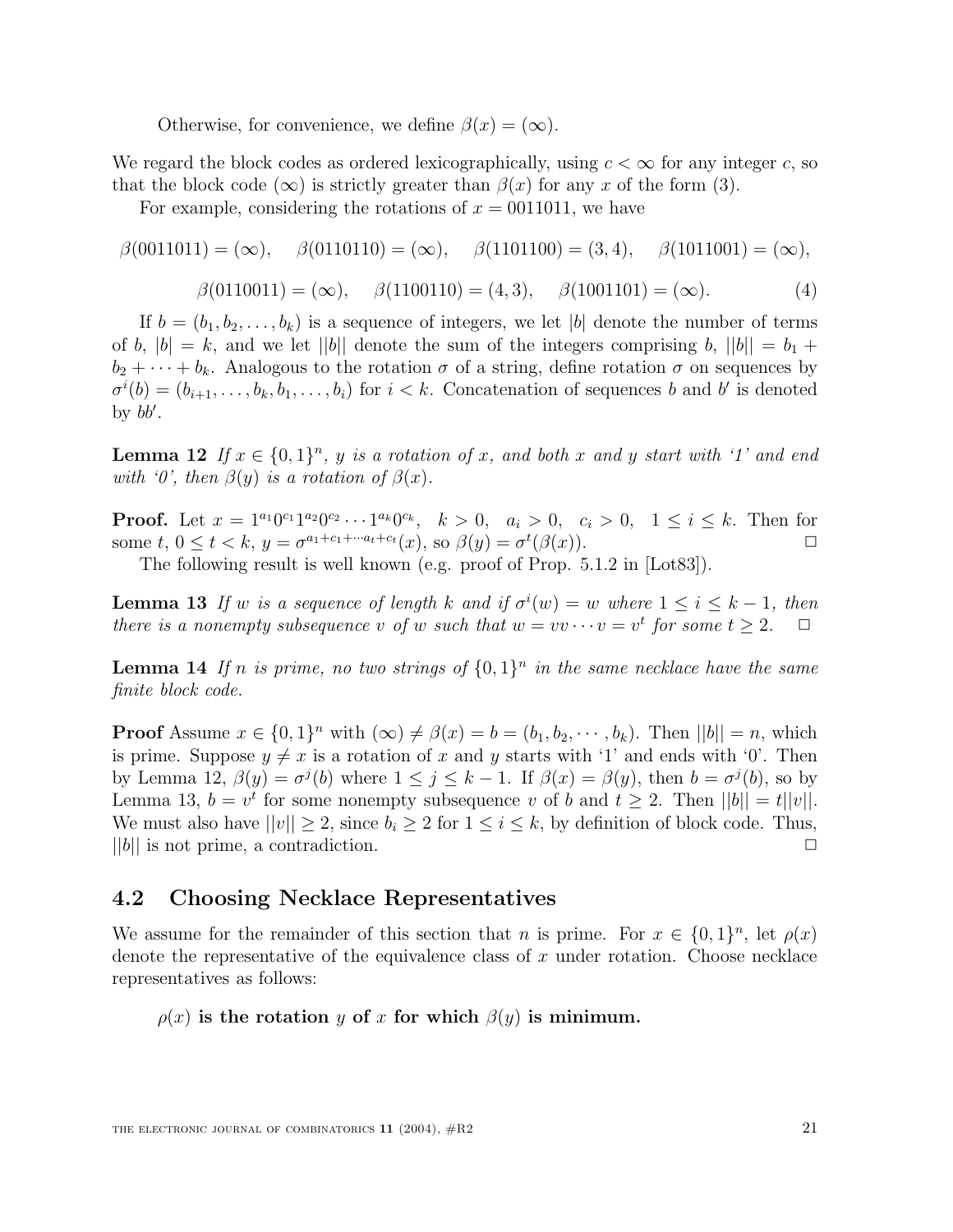Otherwise, for convenience, we define $\beta(x) = (\infty)$.

We regard the block codes as ordered lexicographically, using $c < \infty$ for any integer $c$, so that the block code $(\infty)$ is strictly greater than $\beta(x)$ for any $x$ of the form (3).

For example, considering the rotations of $x = 0011011$, we have

$$\beta(0011011) = (\infty), \quad \beta(0110110) = (\infty), \quad \beta(1101100) = (3,4), \quad \beta(1011001) = (\infty),$$

$$\beta(0110011) = (\infty), \quad \beta(1100110) = (4,3), \quad \beta(1001101) = (\infty). \tag{4}$$

If $b = (b_1, b_2, \ldots, b_k)$ is a sequence of integers, we let $|b|$ denote the number of terms of $b$, $|b| = k$, and we let $||b||$ denote the sum of the integers comprising $b$, $||b|| = b_1 + b_2 + \cdots + b_k$. Analogous to the rotation $\sigma$ of a string, define rotation $\sigma$ on sequences by $\sigma^i(b) = (b_{i+1}, \ldots, b_k, b_1, \ldots, b_i)$ for $i < k$. Concatenation of sequences $b$ and $b'$ is denoted by $bb'$.

**Lemma 12** *If $x \in \{0,1\}^n$, $y$ is a rotation of $x$, and both $x$ and $y$ start with '1' and end with '0', then $\beta(y)$ is a rotation of $\beta(x)$.*

**Proof.** Let $x = 1^{a_1}0^{c_1}1^{a_2}0^{c_2} \cdots 1^{a_k}0^{c_k}$, $k > 0$, $a_i > 0$, $c_i > 0$, $1 \leq i \leq k$. Then for some $t$, $0 \leq t < k$, $y = \sigma^{a_1+c_1+\cdots a_t+c_t}(x)$, so $\beta(y) = \sigma^t(\beta(x))$. □

The following result is well known (e.g. proof of Prop. 5.1.2 in [Lot83]).

**Lemma 13** *If $w$ is a sequence of length $k$ and if $\sigma^i(w) = w$ where $1 \leq i \leq k-1$, then there is a nonempty subsequence $v$ of $w$ such that $w = vv\cdots v = v^t$ for some $t \geq 2$.* □

**Lemma 14** *If $n$ is prime, no two strings of $\{0,1\}^n$ in the same necklace have the same finite block code.*

**Proof** Assume $x \in \{0,1\}^n$ with $(\infty) \neq \beta(x) = b = (b_1, b_2, \cdots, b_k)$. Then $||b|| = n$, which is prime. Suppose $y \neq x$ is a rotation of $x$ and $y$ starts with '1' and ends with '0'. Then by Lemma 12, $\beta(y) = \sigma^j(b)$ where $1 \leq j \leq k-1$. If $\beta(x) = \beta(y)$, then $b = \sigma^j(b)$, so by Lemma 13, $b = v^t$ for some nonempty subsequence $v$ of $b$ and $t \geq 2$. Then $||b|| = t||v||$. We must also have $||v|| \geq 2$, since $b_i \geq 2$ for $1 \leq i \leq k$, by definition of block code. Thus, $||b||$ is not prime, a contradiction. □

## 4.2 Choosing Necklace Representatives

We assume for the remainder of this section that $n$ is prime. For $x \in \{0,1\}^n$, let $\rho(x)$ denote the representative of the equivalence class of $x$ under rotation. Choose necklace representatives as follows:

**$\rho(x)$ is the rotation $y$ of $x$ for which $\beta(y)$ is minimum.**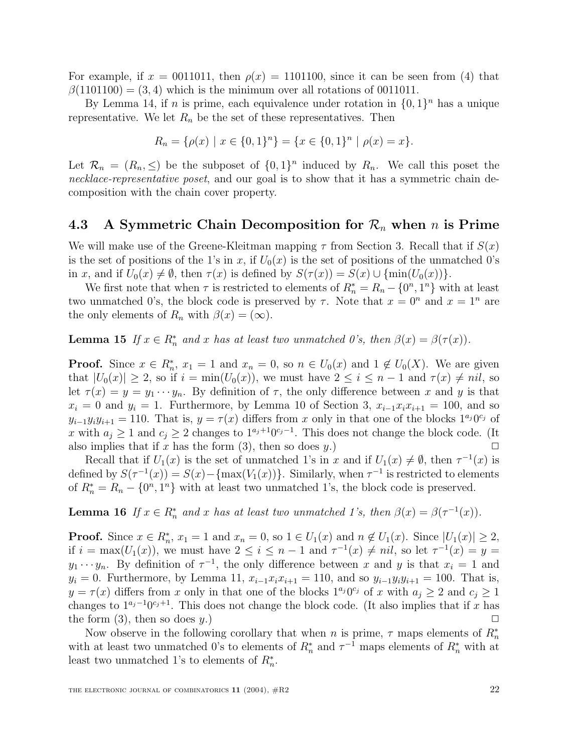For example, if $x = 0011011$, then $\rho(x) = 1101100$, since it can be seen from (4) that $\beta(1101100) = (3, 4)$ which is the minimum over all rotations of 0011011.

By Lemma 14, if $n$ is prime, each equivalence under rotation in $\{0,1\}^n$ has a unique representative. We let $R_n$ be the set of these representatives. Then

$$R_n = \{\rho(x) \mid x \in \{0,1\}^n\} = \{x \in \{0,1\}^n \mid \rho(x) = x\}.$$

Let $\mathcal{R}_n = (R_n, \leq)$ be the subposet of $\{0,1\}^n$ induced by $R_n$. We call this poset the *necklace-representative poset*, and our goal is to show that it has a symmetric chain decomposition with the chain cover property.

### 4.3 A Symmetric Chain Decomposition for $\mathcal{R}_n$ when $n$ is Prime

We will make use of the Greene-Kleitman mapping $\tau$ from Section 3. Recall that if $S(x)$ is the set of positions of the 1's in $x$, if $U_0(x)$ is the set of positions of the unmatched 0's in $x$, and if $U_0(x) \neq \emptyset$, then $\tau(x)$ is defined by $S(\tau(x)) = S(x) \cup \{\min(U_0(x))\}$.

We first note that when $\tau$ is restricted to elements of $R_n^* = R_n - \{0^n, 1^n\}$ with at least two unmatched 0's, the block code is preserved by $\tau$. Note that $x = 0^n$ and $x = 1^n$ are the only elements of $R_n$ with $\beta(x) = (\infty)$.

**Lemma 15** *If $x \in R_n^*$ and $x$ has at least two unmatched 0's, then $\beta(x) = \beta(\tau(x))$.*

**Proof.** Since $x \in R_n^*$, $x_1 = 1$ and $x_n = 0$, so $n \in U_0(x)$ and $1 \notin U_0(X)$. We are given that $|U_0(x)| \geq 2$, so if $i = \min(U_0(x))$, we must have $2 \leq i \leq n-1$ and $\tau(x) \neq nil$, so let $\tau(x) = y = y_1 \cdots y_n$. By definition of $\tau$, the only difference between $x$ and $y$ is that $x_i = 0$ and $y_i = 1$. Furthermore, by Lemma 10 of Section 3, $x_{i-1}x_ix_{i+1} = 100$, and so $y_{i-1}y_iy_{i+1} = 110$. That is, $y = \tau(x)$ differs from $x$ only in that one of the blocks $1^{a_j}0^{c_j}$ of $x$ with $a_j \geq 1$ and $c_j \geq 2$ changes to $1^{a_j+1}0^{c_j-1}$. This does not change the block code. (It also implies that if $x$ has the form (3), then so does $y$.) $\square$

Recall that if $U_1(x)$ is the set of unmatched 1's in $x$ and if $U_1(x) \neq \emptyset$, then $\tau^{-1}(x)$ is defined by $S(\tau^{-1}(x)) = S(x) - \{\max(V_1(x))\}$. Similarly, when $\tau^{-1}$ is restricted to elements of $R_n^* = R_n - \{0^n, 1^n\}$ with at least two unmatched 1's, the block code is preserved.

**Lemma 16** *If $x \in R_n^*$ and $x$ has at least two unmatched 1's, then $\beta(x) = \beta(\tau^{-1}(x))$.*

**Proof.** Since $x \in R_n^*$, $x_1 = 1$ and $x_n = 0$, so $1 \in U_1(x)$ and $n \notin U_1(x)$. Since $|U_1(x)| \geq 2$, if $i = \max(U_1(x))$, we must have $2 \leq i \leq n-1$ and $\tau^{-1}(x) \neq nil$, so let $\tau^{-1}(x) = y = y_1 \cdots y_n$. By definition of $\tau^{-1}$, the only difference between $x$ and $y$ is that $x_i = 1$ and $y_i = 0$. Furthermore, by Lemma 11, $x_{i-1}x_ix_{i+1} = 110$, and so $y_{i-1}y_iy_{i+1} = 100$. That is, $y = \tau(x)$ differs from $x$ only in that one of the blocks $1^{a_j}0^{c_j}$ of $x$ with $a_j \geq 2$ and $c_j \geq 1$ changes to $1^{a_j-1}0^{c_j+1}$. This does not change the block code. (It also implies that if $x$ has the form (3), then so does $y$.) $\square$

Now observe in the following corollary that when $n$ is prime, $\tau$ maps elements of $R_n^*$ with at least two unmatched 0's to elements of $R_n^*$ and $\tau^{-1}$ maps elements of $R_n^*$ with at least two unmatched 1's to elements of $R_n^*$.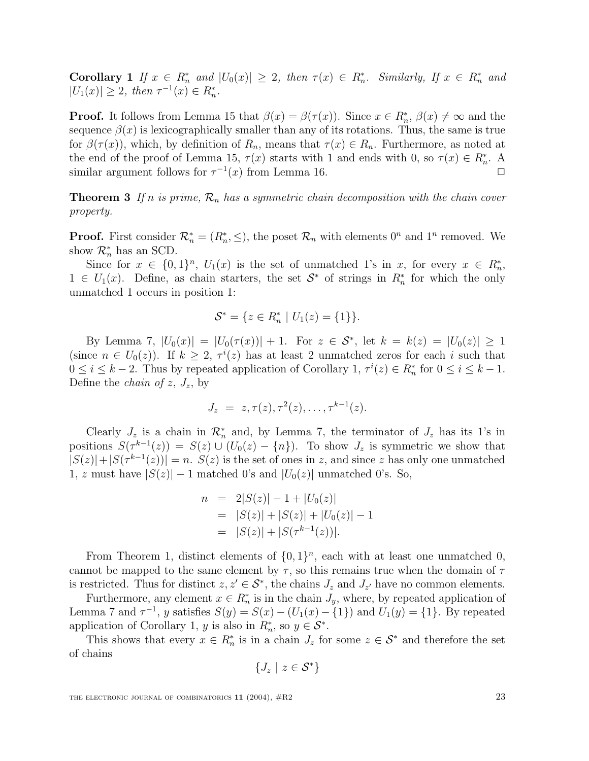**Corollary 1** *If $x \in R_n^*$ and $|U_0(x)| \geq 2$, then $\tau(x) \in R_n^*$. Similarly, If $x \in R_n^*$ and $|U_1(x)| \geq 2$, then $\tau^{-1}(x) \in R_n^*$.*

**Proof.** It follows from Lemma 15 that $\beta(x) = \beta(\tau(x))$. Since $x \in R_n^*$, $\beta(x) \neq \infty$ and the sequence $\beta(x)$ is lexicographically smaller than any of its rotations. Thus, the same is true for $\beta(\tau(x))$, which, by definition of $R_n$, means that $\tau(x) \in R_n$. Furthermore, as noted at the end of the proof of Lemma 15, $\tau(x)$ starts with 1 and ends with 0, so $\tau(x) \in R_n^*$. A similar argument follows for $\tau^{-1}(x)$ from Lemma 16. $\square$

**Theorem 3** *If $n$ is prime, $\mathcal{R}_n$ has a symmetric chain decomposition with the chain cover property.*

**Proof.** First consider $\mathcal{R}_n^* = (R_n^*, \leq)$, the poset $\mathcal{R}_n$ with elements $0^n$ and $1^n$ removed. We show $\mathcal{R}_n^*$ has an SCD.

Since for $x \in \{0,1\}^n$, $U_1(x)$ is the set of unmatched 1's in $x$, for every $x \in R_n^*$, $1 \in U_1(x)$. Define, as chain starters, the set $\mathcal{S}^*$ of strings in $R_n^*$ for which the only unmatched 1 occurs in position 1:

$$\mathcal{S}^* = \{z \in R_n^* \mid U_1(z) = \{1\}\}.$$

By Lemma 7, $|U_0(x)| = |U_0(\tau(x))| + 1$. For $z \in \mathcal{S}^*$, let $k = k(z) = |U_0(z)| \geq 1$ (since $n \in U_0(z)$). If $k \geq 2$, $\tau^i(z)$ has at least 2 unmatched zeros for each $i$ such that $0 \leq i \leq k-2$. Thus by repeated application of Corollary 1, $\tau^i(z) \in R_n^*$ for $0 \leq i \leq k-1$. Define the *chain of $z$*, $J_z$, by

$$J_z \;=\; z, \tau(z), \tau^2(z), \ldots, \tau^{k-1}(z).$$

Clearly $J_z$ is a chain in $\mathcal{R}_n^*$ and, by Lemma 7, the terminator of $J_z$ has its 1's in positions $S(\tau^{k-1}(z)) = S(z) \cup (U_0(z) - \{n\})$. To show $J_z$ is symmetric we show that $|S(z)| + |S(\tau^{k-1}(z))| = n$. $S(z)$ is the set of ones in $z$, and since $z$ has only one unmatched 1, $z$ must have $|S(z)| - 1$ matched 0's and $|U_0(z)|$ unmatched 0's. So,

$$\begin{aligned}
n &= 2|S(z)| - 1 + |U_0(z)| \\
&= |S(z)| + |S(z)| + |U_0(z)| - 1 \\
&= |S(z)| + |S(\tau^{k-1}(z))|.
\end{aligned}$$

From Theorem 1, distinct elements of $\{0,1\}^n$, each with at least one unmatched 0, cannot be mapped to the same element by $\tau$, so this remains true when the domain of $\tau$ is restricted. Thus for distinct $z, z' \in \mathcal{S}^*$, the chains $J_z$ and $J_{z'}$ have no common elements.

Furthermore, any element $x \in R_n^*$ is in the chain $J_y$, where, by repeated application of Lemma 7 and $\tau^{-1}$, $y$ satisfies $S(y) = S(x) - (U_1(x) - \{1\})$ and $U_1(y) = \{1\}$. By repeated application of Corollary 1, $y$ is also in $R_n^*$, so $y \in \mathcal{S}^*$.

This shows that every $x \in R_n^*$ is in a chain $J_z$ for some $z \in \mathcal{S}^*$ and therefore the set of chains

$$\{J_z \mid z \in \mathcal{S}^*\}$$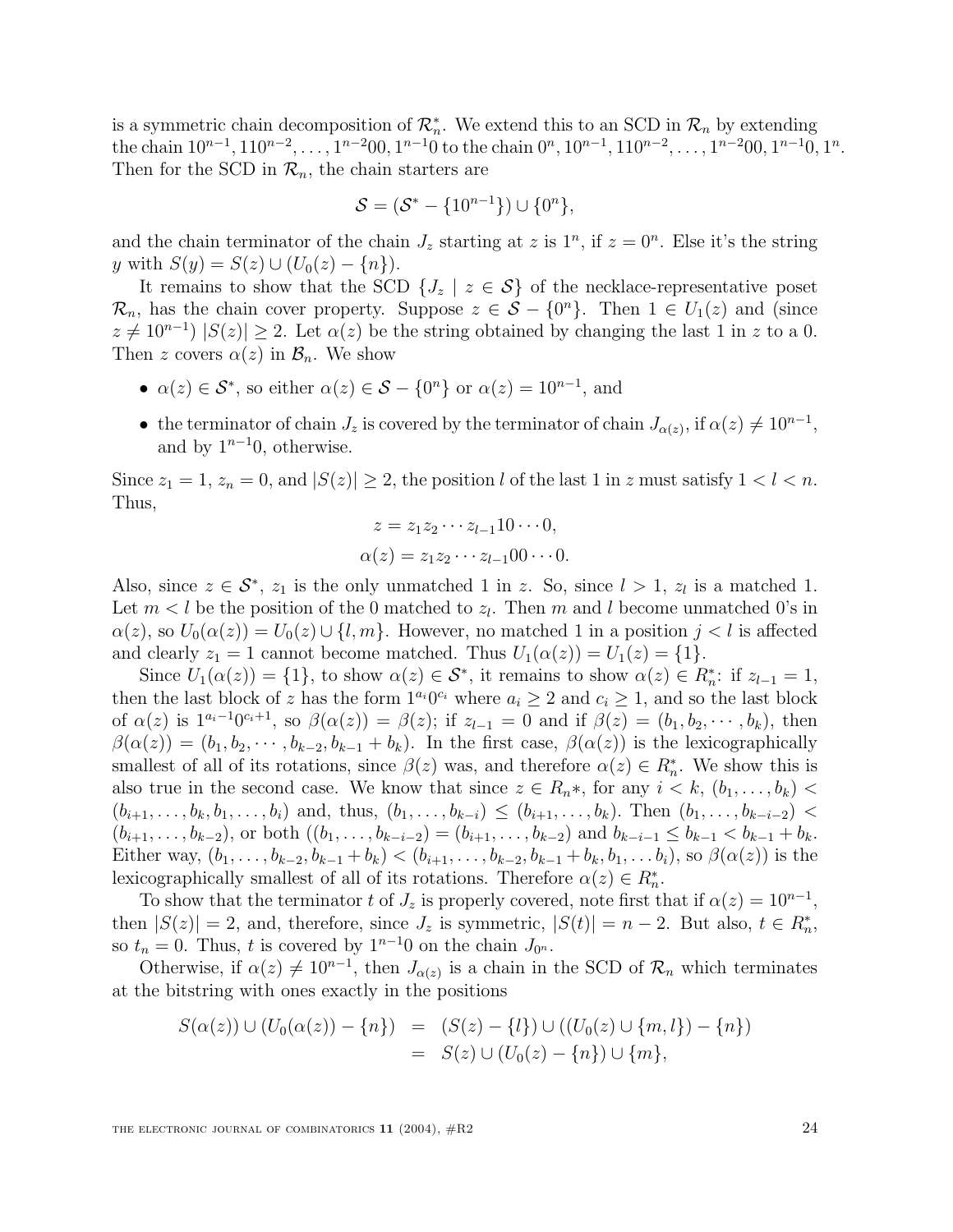is a symmetric chain decomposition of $\mathcal{R}_n^*$. We extend this to an SCD in $\mathcal{R}_n$ by extending the chain $10^{n-1}, 110^{n-2}, \ldots, 1^{n-2}00, 1^{n-1}0$ to the chain $0^n, 10^{n-1}, 110^{n-2}, \ldots, 1^{n-2}00, 1^{n-1}0, 1^n$. Then for the SCD in $\mathcal{R}_n$, the chain starters are

$$\mathcal{S} = (\mathcal{S}^* - \{10^{n-1}\}) \cup \{0^n\},$$

and the chain terminator of the chain $J_z$ starting at $z$ is $1^n$, if $z = 0^n$. Else it's the string $y$ with $S(y) = S(z) \cup (U_0(z) - \{n\})$.

It remains to show that the SCD $\{J_z \mid z \in \mathcal{S}\}$ of the necklace-representative poset $\mathcal{R}_n$, has the chain cover property. Suppose $z \in \mathcal{S} - \{0^n\}$. Then $1 \in U_1(z)$ and (since $z \neq 10^{n-1}$) $|S(z)| \geq 2$. Let $\alpha(z)$ be the string obtained by changing the last 1 in $z$ to a 0. Then $z$ covers $\alpha(z)$ in $\mathcal{B}_n$. We show

- $\alpha(z) \in \mathcal{S}^*$, so either $\alpha(z) \in \mathcal{S} - \{0^n\}$ or $\alpha(z) = 10^{n-1}$, and
- the terminator of chain $J_z$ is covered by the terminator of chain $J_{\alpha(z)}$, if $\alpha(z) \neq 10^{n-1}$, and by $1^{n-1}0$, otherwise.

Since $z_1 = 1$, $z_n = 0$, and $|S(z)| \geq 2$, the position $l$ of the last 1 in $z$ must satisfy $1 < l < n$. Thus,

$$z = z_1 z_2 \cdots z_{l-1} 10 \cdots 0,$$
$$\alpha(z) = z_1 z_2 \cdots z_{l-1} 00 \cdots 0.$$

Also, since $z \in \mathcal{S}^*$, $z_1$ is the only unmatched 1 in $z$. So, since $l > 1$, $z_l$ is a matched 1. Let $m < l$ be the position of the 0 matched to $z_l$. Then $m$ and $l$ become unmatched 0's in $\alpha(z)$, so $U_0(\alpha(z)) = U_0(z) \cup \{l, m\}$. However, no matched 1 in a position $j < l$ is affected and clearly $z_1 = 1$ cannot become matched. Thus $U_1(\alpha(z)) = U_1(z) = \{1\}$.

Since $U_1(\alpha(z)) = \{1\}$, to show $\alpha(z) \in \mathcal{S}^*$, it remains to show $\alpha(z) \in R_n^*$: if $z_{l-1} = 1$, then the last block of $z$ has the form $1^{a_i}0^{c_i}$ where $a_i \geq 2$ and $c_i \geq 1$, and so the last block of $\alpha(z)$ is $1^{a_i-1}0^{c_i+1}$, so $\beta(\alpha(z)) = \beta(z)$; if $z_{l-1} = 0$ and if $\beta(z) = (b_1, b_2, \cdots, b_k)$, then $\beta(\alpha(z)) = (b_1, b_2, \cdots, b_{k-2}, b_{k-1} + b_k)$. In the first case, $\beta(\alpha(z))$ is the lexicographically smallest of all of its rotations, since $\beta(z)$ was, and therefore $\alpha(z) \in R_n^*$. We show this is also true in the second case. We know that since $z \in R_n*$, for any $i < k$, $(b_1, \ldots, b_k) < (b_{i+1}, \ldots, b_k, b_1, \ldots, b_i)$ and, thus, $(b_1, \ldots, b_{k-i}) \leq (b_{i+1}, \ldots, b_k)$. Then $(b_1, \ldots, b_{k-i-2}) < (b_{i+1}, \ldots, b_{k-2})$, or both $((b_1, \ldots, b_{k-i-2}) = (b_{i+1}, \ldots, b_{k-2})$ and $b_{k-i-1} \leq b_{k-1} < b_{k-1} + b_k$. Either way, $(b_1, \ldots, b_{k-2}, b_{k-1} + b_k) < (b_{i+1}, \ldots, b_{k-2}, b_{k-1} + b_k, b_1, \ldots b_i)$, so $\beta(\alpha(z))$ is the lexicographically smallest of all of its rotations. Therefore $\alpha(z) \in R_n^*$.

To show that the terminator $t$ of $J_z$ is properly covered, note first that if $\alpha(z) = 10^{n-1}$, then $|S(z)| = 2$, and, therefore, since $J_z$ is symmetric, $|S(t)| = n - 2$. But also, $t \in R_n^*$, so $t_n = 0$. Thus, $t$ is covered by $1^{n-1}0$ on the chain $J_{0^n}$.

Otherwise, if $\alpha(z) \neq 10^{n-1}$, then $J_{\alpha(z)}$ is a chain in the SCD of $\mathcal{R}_n$ which terminates at the bitstring with ones exactly in the positions

$$\begin{aligned} S(\alpha(z)) \cup (U_0(\alpha(z)) - \{n\}) &= (S(z) - \{l\}) \cup ((U_0(z) \cup \{m, l\}) - \{n\}) \\ &= S(z) \cup (U_0(z) - \{n\}) \cup \{m\}, \end{aligned}$$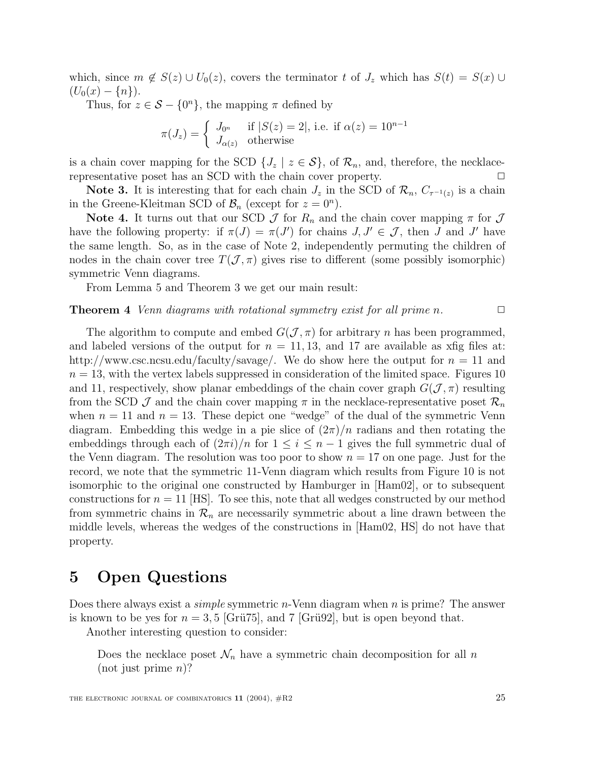which, since $m \notin S(z) \cup U_0(z)$, covers the terminator $t$ of $J_z$ which has $S(t) = S(x) \cup (U_0(x) - \{n\})$.

Thus, for $z \in \mathcal{S} - \{0^n\}$, the mapping $\pi$ defined by

$$\pi(J_z) = \begin{cases} J_{0^n} & \text{if } |S(z) = 2|, \text{ i.e. if } \alpha(z) = 10^{n-1} \\ J_{\alpha(z)} & \text{otherwise} \end{cases}$$

is a chain cover mapping for the SCD $\{J_z \mid z \in \mathcal{S}\}$, of $\mathcal{R}_n$, and, therefore, the necklace-representative poset has an SCD with the chain cover property. □

**Note 3.** It is interesting that for each chain $J_z$ in the SCD of $\mathcal{R}_n$, $C_{\tau^{-1}(z)}$ is a chain in the Greene-Kleitman SCD of $\mathcal{B}_n$ (except for $z = 0^n$).

**Note 4.** It turns out that our SCD $\mathcal{J}$ for $R_n$ and the chain cover mapping $\pi$ for $\mathcal{J}$ have the following property: if $\pi(J) = \pi(J')$ for chains $J, J' \in \mathcal{J}$, then $J$ and $J'$ have the same length. So, as in the case of Note 2, independently permuting the children of nodes in the chain cover tree $T(\mathcal{J}, \pi)$ gives rise to different (some possibly isomorphic) symmetric Venn diagrams.

From Lemma 5 and Theorem 3 we get our main result:

**Theorem 4** *Venn diagrams with rotational symmetry exist for all prime $n$.* □

The algorithm to compute and embed $G(\mathcal{J}, \pi)$ for arbitrary $n$ has been programmed, and labeled versions of the output for $n = 11, 13$, and 17 are available as xfig files at: http://www.csc.ncsu.edu/faculty/savage/. We do show here the output for $n = 11$ and $n = 13$, with the vertex labels suppressed in consideration of the limited space. Figures 10 and 11, respectively, show planar embeddings of the chain cover graph $G(\mathcal{J}, \pi)$ resulting from the SCD $\mathcal{J}$ and the chain cover mapping $\pi$ in the necklace-representative poset $\mathcal{R}_n$ when $n = 11$ and $n = 13$. These depict one "wedge" of the dual of the symmetric Venn diagram. Embedding this wedge in a pie slice of $(2\pi)/n$ radians and then rotating the embeddings through each of $(2\pi i)/n$ for $1 \le i \le n - 1$ gives the full symmetric dual of the Venn diagram. The resolution was too poor to show $n = 17$ on one page. Just for the record, we note that the symmetric 11-Venn diagram which results from Figure 10 is not isomorphic to the original one constructed by Hamburger in [Ham02], or to subsequent constructions for $n = 11$ [HS]. To see this, note that all wedges constructed by our method from symmetric chains in $\mathcal{R}_n$ are necessarily symmetric about a line drawn between the middle levels, whereas the wedges of the constructions in [Ham02, HS] do not have that property.

# 5 Open Questions

Does there always exist a *simple* symmetric $n$-Venn diagram when $n$ is prime? The answer is known to be yes for $n = 3, 5$ [Grü75], and 7 [Grü92], but is open beyond that.

Another interesting question to consider:

> Does the necklace poset $\mathcal{N}_n$ have a symmetric chain decomposition for all $n$ (not just prime $n$)?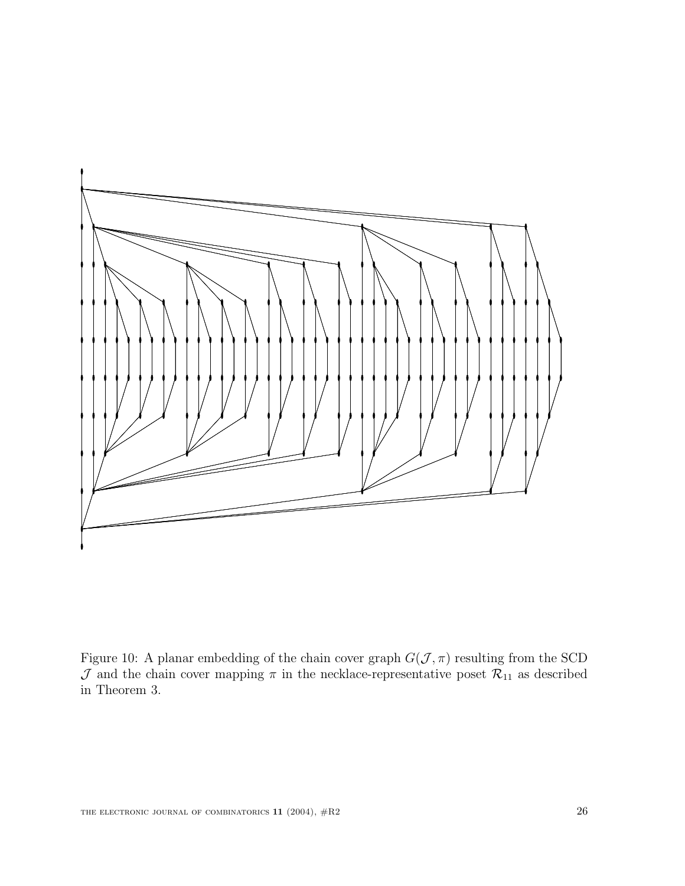Figure 10: A planar embedding of the chain cover graph $G(\mathcal{J}, \pi)$ resulting from the SCD $\mathcal{J}$ and the chain cover mapping $\pi$ in the necklace-representative poset $\mathcal{R}_{11}$ as described in Theorem 3.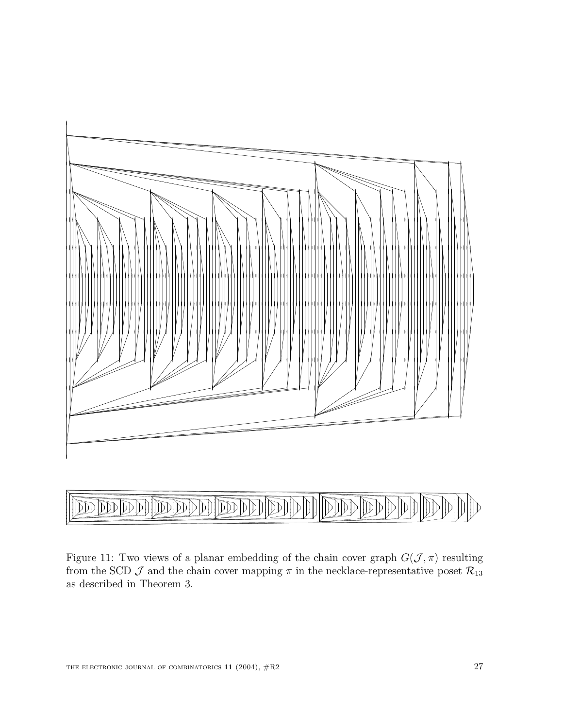Figure 11: Two views of a planar embedding of the chain cover graph $G(\mathcal{J}, \pi)$ resulting from the SCD $\mathcal{J}$ and the chain cover mapping $\pi$ in the necklace-representative poset $\mathcal{R}_{13}$ as described in Theorem 3.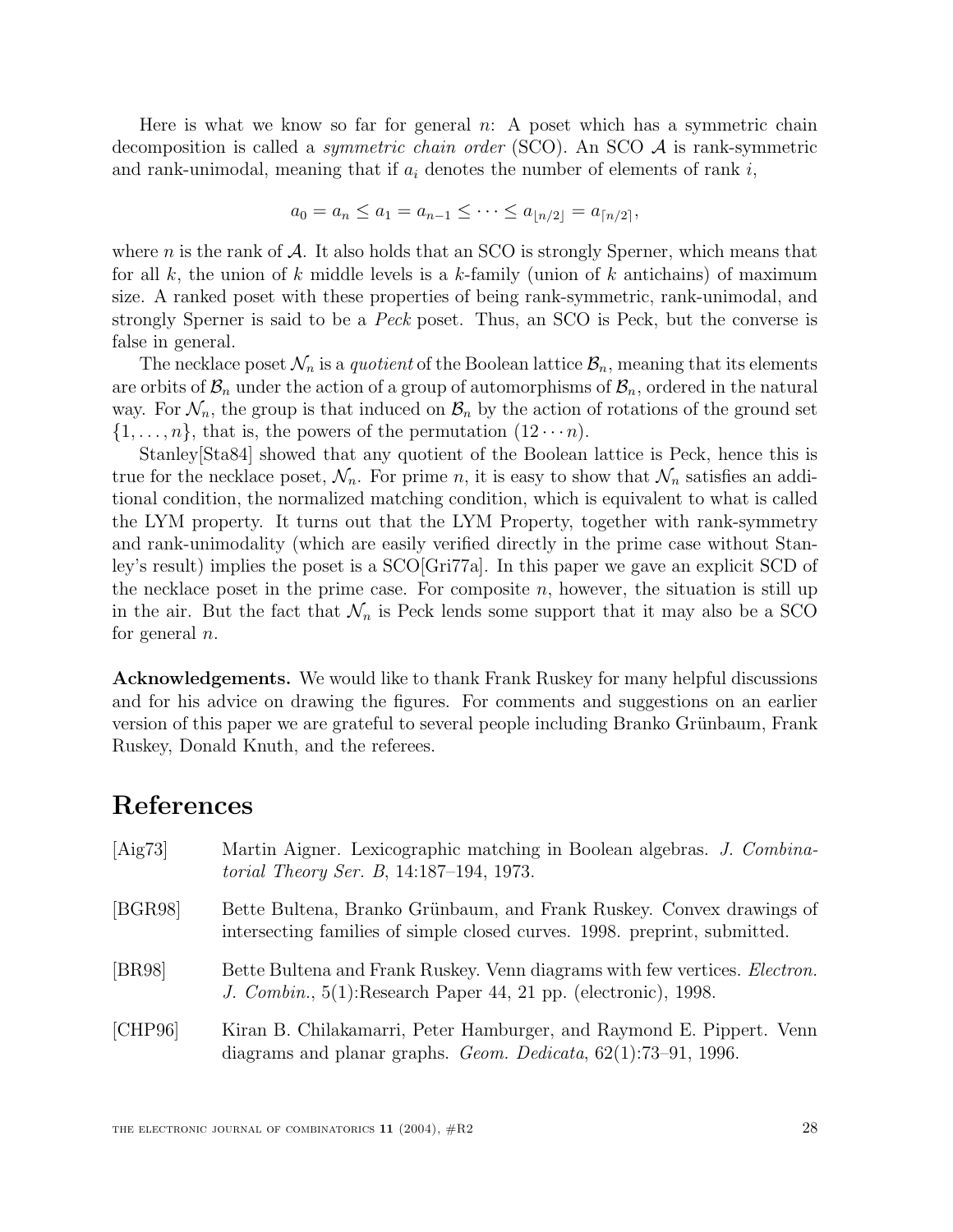Here is what we know so far for general $n$: A poset which has a symmetric chain decomposition is called a *symmetric chain order* (SCO). An SCO $\mathcal{A}$ is rank-symmetric and rank-unimodal, meaning that if $a_i$ denotes the number of elements of rank $i$,

$$a_0 = a_n \leq a_1 = a_{n-1} \leq \cdots \leq a_{\lfloor n/2 \rfloor} = a_{\lceil n/2 \rceil},$$

where $n$ is the rank of $\mathcal{A}$. It also holds that an SCO is strongly Sperner, which means that for all $k$, the union of $k$ middle levels is a $k$-family (union of $k$ antichains) of maximum size. A ranked poset with these properties of being rank-symmetric, rank-unimodal, and strongly Sperner is said to be a *Peck* poset. Thus, an SCO is Peck, but the converse is false in general.

The necklace poset $\mathcal{N}_n$ is a *quotient* of the Boolean lattice $\mathcal{B}_n$, meaning that its elements are orbits of $\mathcal{B}_n$ under the action of a group of automorphisms of $\mathcal{B}_n$, ordered in the natural way. For $\mathcal{N}_n$, the group is that induced on $\mathcal{B}_n$ by the action of rotations of the ground set $\{1, \ldots, n\}$, that is, the powers of the permutation $(12 \cdots n)$.

Stanley[Sta84] showed that any quotient of the Boolean lattice is Peck, hence this is true for the necklace poset, $\mathcal{N}_n$. For prime $n$, it is easy to show that $\mathcal{N}_n$ satisfies an additional condition, the normalized matching condition, which is equivalent to what is called the LYM property. It turns out that the LYM Property, together with rank-symmetry and rank-unimodality (which are easily verified directly in the prime case without Stanley's result) implies the poset is a SCO[Gri77a]. In this paper we gave an explicit SCD of the necklace poset in the prime case. For composite $n$, however, the situation is still up in the air. But the fact that $\mathcal{N}_n$ is Peck lends some support that it may also be a SCO for general $n$.

**Acknowledgements.** We would like to thank Frank Ruskey for many helpful discussions and for his advice on drawing the figures. For comments and suggestions on an earlier version of this paper we are grateful to several people including Branko Grünbaum, Frank Ruskey, Donald Knuth, and the referees.

# References

[Aig73] Martin Aigner. Lexicographic matching in Boolean algebras. *J. Combinatorial Theory Ser. B*, 14:187–194, 1973.

[BGR98] Bette Bultena, Branko Grünbaum, and Frank Ruskey. Convex drawings of intersecting families of simple closed curves. 1998. preprint, submitted.

[BR98] Bette Bultena and Frank Ruskey. Venn diagrams with few vertices. *Electron. J. Combin.*, 5(1):Research Paper 44, 21 pp. (electronic), 1998.

[CHP96] Kiran B. Chilakamarri, Peter Hamburger, and Raymond E. Pippert. Venn diagrams and planar graphs. *Geom. Dedicata*, 62(1):73–91, 1996.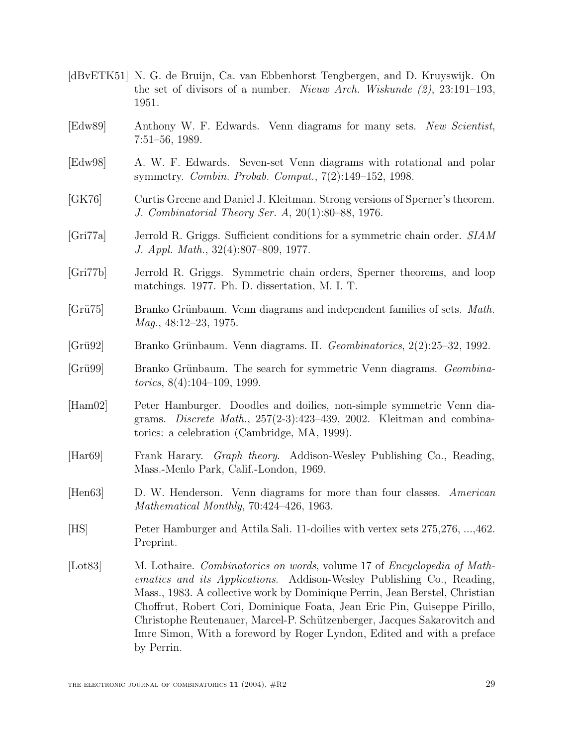[dBvETK51] N. G. de Bruijn, Ca. van Ebbenhorst Tengbergen, and D. Kruyswijk. On the set of divisors of a number. *Nieuw Arch. Wiskunde (2)*, 23:191–193, 1951.

[Edw89] Anthony W. F. Edwards. Venn diagrams for many sets. *New Scientist*, 7:51–56, 1989.

[Edw98] A. W. F. Edwards. Seven-set Venn diagrams with rotational and polar symmetry. *Combin. Probab. Comput.*, 7(2):149–152, 1998.

[GK76] Curtis Greene and Daniel J. Kleitman. Strong versions of Sperner's theorem. *J. Combinatorial Theory Ser. A*, 20(1):80–88, 1976.

[Gri77a] Jerrold R. Griggs. Sufficient conditions for a symmetric chain order. *SIAM J. Appl. Math.*, 32(4):807–809, 1977.

[Gri77b] Jerrold R. Griggs. Symmetric chain orders, Sperner theorems, and loop matchings. 1977. Ph. D. dissertation, M. I. T.

[Grü75] Branko Grünbaum. Venn diagrams and independent families of sets. *Math. Mag.*, 48:12–23, 1975.

[Grü92] Branko Grünbaum. Venn diagrams. II. *Geombinatorics*, 2(2):25–32, 1992.

[Grü99] Branko Grünbaum. The search for symmetric Venn diagrams. *Geombinatorics*, 8(4):104–109, 1999.

[Ham02] Peter Hamburger. Doodles and doilies, non-simple symmetric Venn diagrams. *Discrete Math.*, 257(2-3):423–439, 2002. Kleitman and combinatorics: a celebration (Cambridge, MA, 1999).

[Har69] Frank Harary. *Graph theory*. Addison-Wesley Publishing Co., Reading, Mass.-Menlo Park, Calif.-London, 1969.

[Hen63] D. W. Henderson. Venn diagrams for more than four classes. *American Mathematical Monthly*, 70:424–426, 1963.

[HS] Peter Hamburger and Attila Sali. 11-doilies with vertex sets 275,276, ...,462. Preprint.

[Lot83] M. Lothaire. *Combinatorics on words*, volume 17 of *Encyclopedia of Mathematics and its Applications*. Addison-Wesley Publishing Co., Reading, Mass., 1983. A collective work by Dominique Perrin, Jean Berstel, Christian Choffrut, Robert Cori, Dominique Foata, Jean Eric Pin, Guiseppe Pirillo, Christophe Reutenauer, Marcel-P. Schützenberger, Jacques Sakarovitch and Imre Simon, With a foreword by Roger Lyndon, Edited and with a preface by Perrin.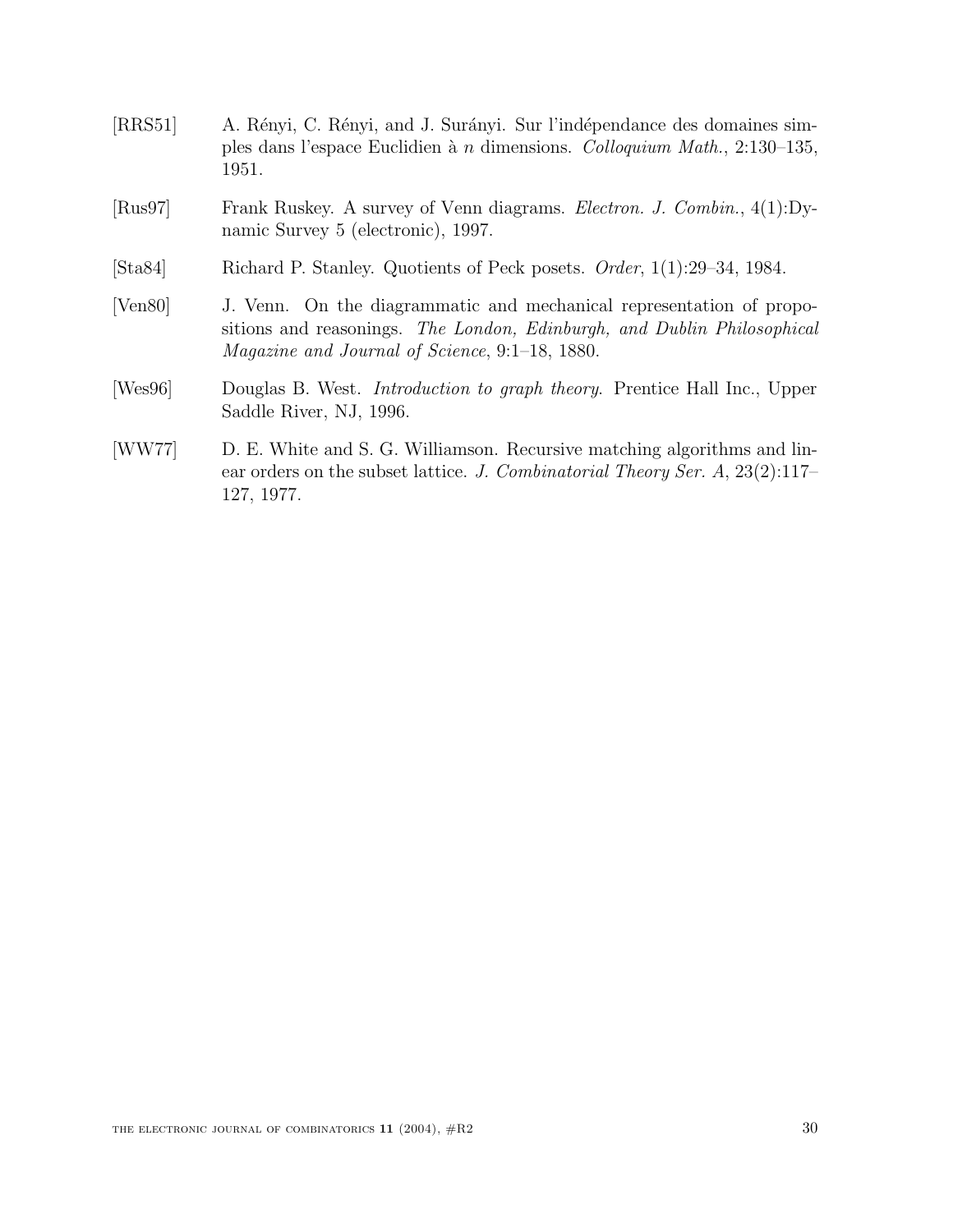[RRS51] A. Rényi, C. Rényi, and J. Surányi. Sur l'indépendance des domaines simples dans l'espace Euclidien à $n$ dimensions. *Colloquium Math.*, 2:130–135, 1951.

[Rus97] Frank Ruskey. A survey of Venn diagrams. *Electron. J. Combin.*, 4(1):Dynamic Survey 5 (electronic), 1997.

[Sta84] Richard P. Stanley. Quotients of Peck posets. *Order*, 1(1):29–34, 1984.

[Ven80] J. Venn. On the diagrammatic and mechanical representation of propositions and reasonings. *The London, Edinburgh, and Dublin Philosophical Magazine and Journal of Science*, 9:1–18, 1880.

[Wes96] Douglas B. West. *Introduction to graph theory*. Prentice Hall Inc., Upper Saddle River, NJ, 1996.

[WW77] D. E. White and S. G. Williamson. Recursive matching algorithms and linear orders on the subset lattice. *J. Combinatorial Theory Ser. A*, 23(2):117–127, 1977.